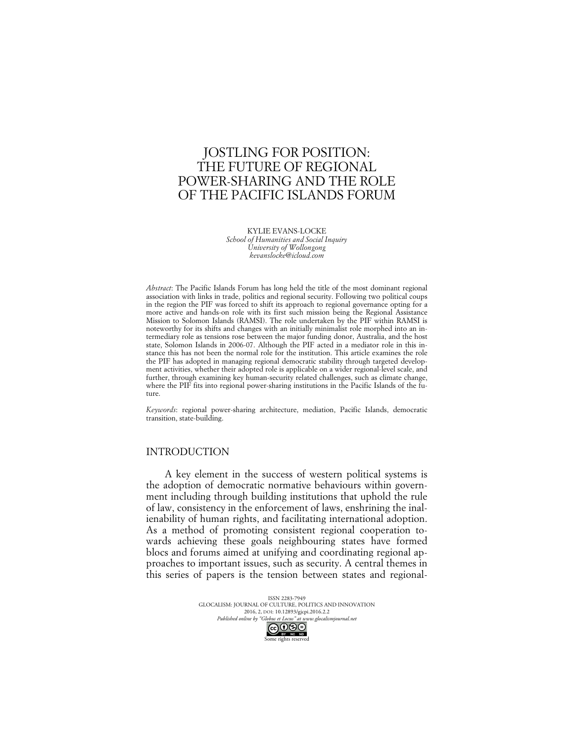# JOSTLING FOR POSITION: THE FUTURE OF REGIONAL POWER-SHARING AND THE ROLE OF THE PACIFIC ISLANDS FORUM

KYLIE EVANS-LOCKE
*School of Humanities and Social Inquiry*
*University of Wollongong*
*kevanslocke@icloud.com*

*Abstract*: The Pacific Islands Forum has long held the title of the most dominant regional association with links in trade, politics and regional security. Following two political coups in the region the PIF was forced to shift its approach to regional governance opting for a more active and hands-on role with its first such mission being the Regional Assistance Mission to Solomon Islands (RAMSI). The role undertaken by the PIF within RAMSI is noteworthy for its shifts and changes with an initially minimalist role morphed into an intermediary role as tensions rose between the major funding donor, Australia, and the host state, Solomon Islands in 2006-07. Although the PIF acted in a mediator role in this instance this has not been the normal role for the institution. This article examines the role the PIF has adopted in managing regional democratic stability through targeted development activities, whether their adopted role is applicable on a wider regional-level scale, and further, through examining key human-security related challenges, such as climate change, where the PIF fits into regional power-sharing institutions in the Pacific Islands of the future.

*Keywords*: regional power-sharing architecture, mediation, Pacific Islands, democratic transition, state-building.

## INTRODUCTION

A key element in the success of western political systems is the adoption of democratic normative behaviours within government including through building institutions that uphold the rule of law, consistency in the enforcement of laws, enshrining the inalienability of human rights, and facilitating international adoption. As a method of promoting consistent regional cooperation towards achieving these goals neighbouring states have formed blocs and forums aimed at unifying and coordinating regional approaches to important issues, such as security. A central themes in this series of papers is the tension between states and regional-

ISSN 2283-7949
GLOCALISM: JOURNAL OF CULTURE, POLITICS AND INNOVATION
2016, 2, DOI: 10.12893/gjcpi.2016.2.2
*Published online by "Globus et Locus" at www.glocalismjournal.net*
Some rights reserved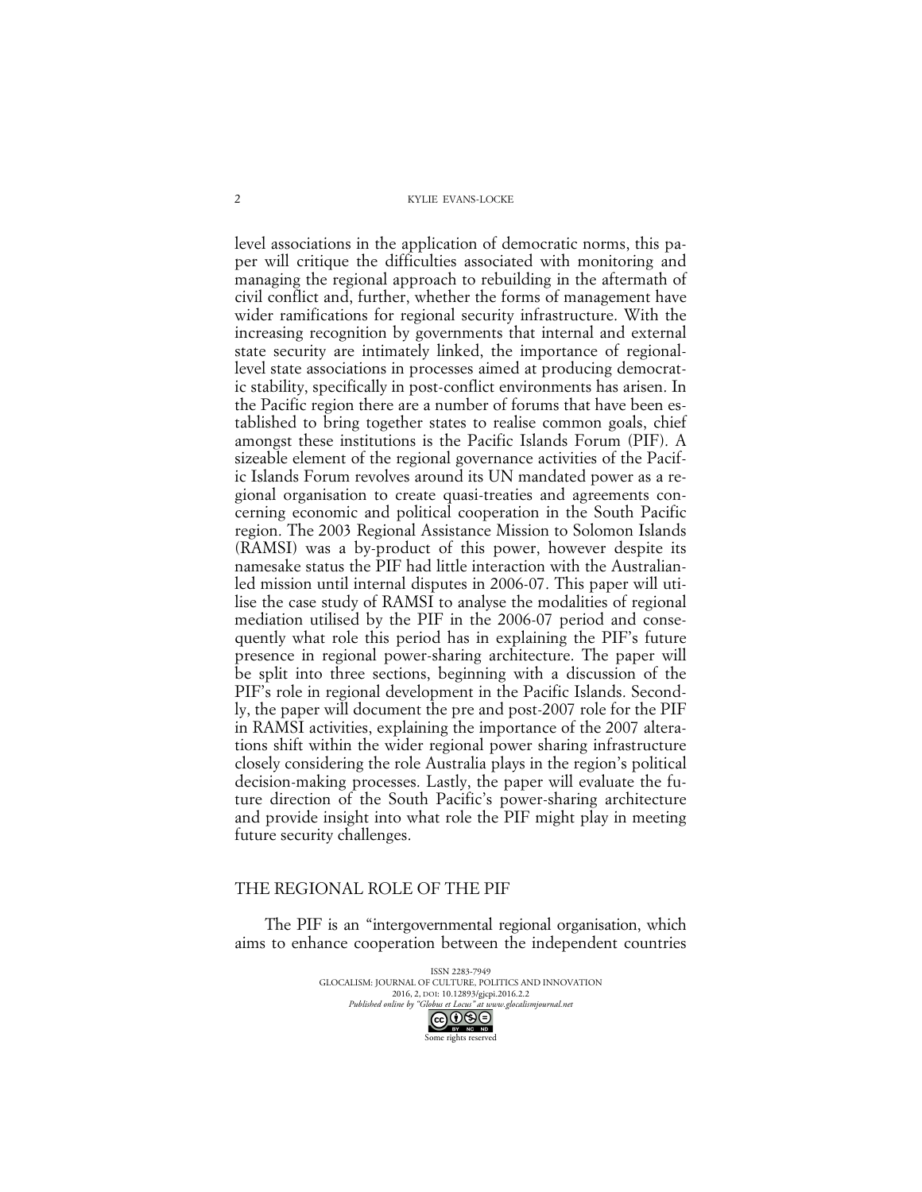level associations in the application of democratic norms, this paper will critique the difficulties associated with monitoring and managing the regional approach to rebuilding in the aftermath of civil conflict and, further, whether the forms of management have wider ramifications for regional security infrastructure. With the increasing recognition by governments that internal and external state security are intimately linked, the importance of regional-level state associations in processes aimed at producing democratic stability, specifically in post-conflict environments has arisen. In the Pacific region there are a number of forums that have been established to bring together states to realise common goals, chief amongst these institutions is the Pacific Islands Forum (PIF). A sizeable element of the regional governance activities of the Pacific Islands Forum revolves around its UN mandated power as a regional organisation to create quasi-treaties and agreements concerning economic and political cooperation in the South Pacific region. The 2003 Regional Assistance Mission to Solomon Islands (RAMSI) was a by-product of this power, however despite its namesake status the PIF had little interaction with the Australian-led mission until internal disputes in 2006-07. This paper will utilise the case study of RAMSI to analyse the modalities of regional mediation utilised by the PIF in the 2006-07 period and consequently what role this period has in explaining the PIF's future presence in regional power-sharing architecture. The paper will be split into three sections, beginning with a discussion of the PIF's role in regional development in the Pacific Islands. Secondly, the paper will document the pre and post-2007 role for the PIF in RAMSI activities, explaining the importance of the 2007 alterations shift within the wider regional power sharing infrastructure closely considering the role Australia plays in the region's political decision-making processes. Lastly, the paper will evaluate the future direction of the South Pacific's power-sharing architecture and provide insight into what role the PIF might play in meeting future security challenges.

## THE REGIONAL ROLE OF THE PIF

The PIF is an "intergovernmental regional organisation, which aims to enhance cooperation between the independent countries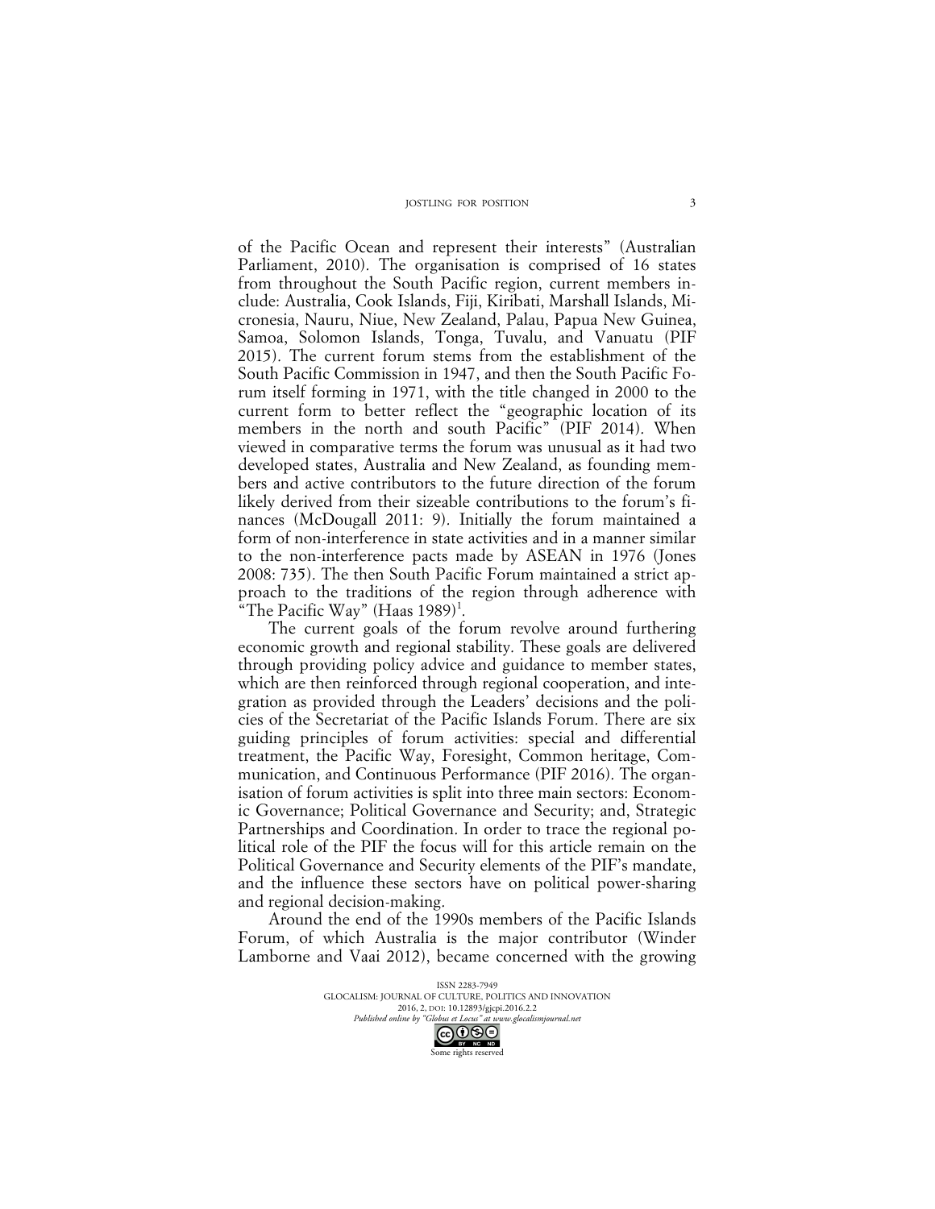of the Pacific Ocean and represent their interests" (Australian Parliament, 2010). The organisation is comprised of 16 states from throughout the South Pacific region, current members include: Australia, Cook Islands, Fiji, Kiribati, Marshall Islands, Micronesia, Nauru, Niue, New Zealand, Palau, Papua New Guinea, Samoa, Solomon Islands, Tonga, Tuvalu, and Vanuatu (PIF 2015). The current forum stems from the establishment of the South Pacific Commission in 1947, and then the South Pacific Forum itself forming in 1971, with the title changed in 2000 to the current form to better reflect the "geographic location of its members in the north and south Pacific" (PIF 2014). When viewed in comparative terms the forum was unusual as it had two developed states, Australia and New Zealand, as founding members and active contributors to the future direction of the forum likely derived from their sizeable contributions to the forum's finances (McDougall 2011: 9). Initially the forum maintained a form of non-interference in state activities and in a manner similar to the non-interference pacts made by ASEAN in 1976 (Jones 2008: 735). The then South Pacific Forum maintained a strict approach to the traditions of the region through adherence with "The Pacific Way" (Haas 1989)[1].

The current goals of the forum revolve around furthering economic growth and regional stability. These goals are delivered through providing policy advice and guidance to member states, which are then reinforced through regional cooperation, and integration as provided through the Leaders' decisions and the policies of the Secretariat of the Pacific Islands Forum. There are six guiding principles of forum activities: special and differential treatment, the Pacific Way, Foresight, Common heritage, Communication, and Continuous Performance (PIF 2016). The organisation of forum activities is split into three main sectors: Economic Governance; Political Governance and Security; and, Strategic Partnerships and Coordination. In order to trace the regional political role of the PIF the focus will for this article remain on the Political Governance and Security elements of the PIF's mandate, and the influence these sectors have on political power-sharing and regional decision-making.

Around the end of the 1990s members of the Pacific Islands Forum, of which Australia is the major contributor (Winder Lamborne and Vaai 2012), became concerned with the growing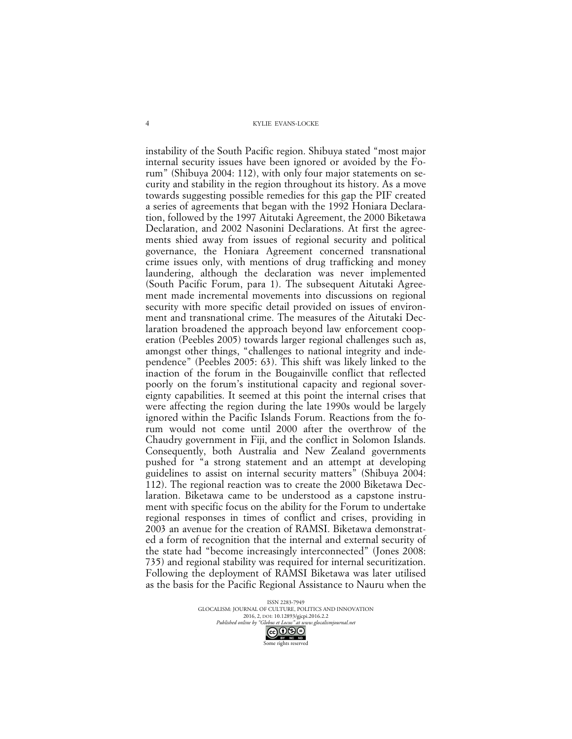instability of the South Pacific region. Shibuya stated "most major internal security issues have been ignored or avoided by the Forum" (Shibuya 2004: 112), with only four major statements on security and stability in the region throughout its history. As a move towards suggesting possible remedies for this gap the PIF created a series of agreements that began with the 1992 Honiara Declaration, followed by the 1997 Aitutaki Agreement, the 2000 Biketawa Declaration, and 2002 Nasonini Declarations. At first the agreements shied away from issues of regional security and political governance, the Honiara Agreement concerned transnational crime issues only, with mentions of drug trafficking and money laundering, although the declaration was never implemented (South Pacific Forum, para 1). The subsequent Aitutaki Agreement made incremental movements into discussions on regional security with more specific detail provided on issues of environment and transnational crime. The measures of the Aitutaki Declaration broadened the approach beyond law enforcement cooperation (Peebles 2005) towards larger regional challenges such as, amongst other things, "challenges to national integrity and independence" (Peebles 2005: 63). This shift was likely linked to the inaction of the forum in the Bougainville conflict that reflected poorly on the forum's institutional capacity and regional sovereignty capabilities. It seemed at this point the internal crises that were affecting the region during the late 1990s would be largely ignored within the Pacific Islands Forum. Reactions from the forum would not come until 2000 after the overthrow of the Chaudry government in Fiji, and the conflict in Solomon Islands. Consequently, both Australia and New Zealand governments pushed for "a strong statement and an attempt at developing guidelines to assist on internal security matters" (Shibuya 2004: 112). The regional reaction was to create the 2000 Biketawa Declaration. Biketawa came to be understood as a capstone instrument with specific focus on the ability for the Forum to undertake regional responses in times of conflict and crises, providing in 2003 an avenue for the creation of RAMSI. Biketawa demonstrated a form of recognition that the internal and external security of the state had "become increasingly interconnected" (Jones 2008: 735) and regional stability was required for internal securitization. Following the deployment of RAMSI Biketawa was later utilised as the basis for the Pacific Regional Assistance to Nauru when the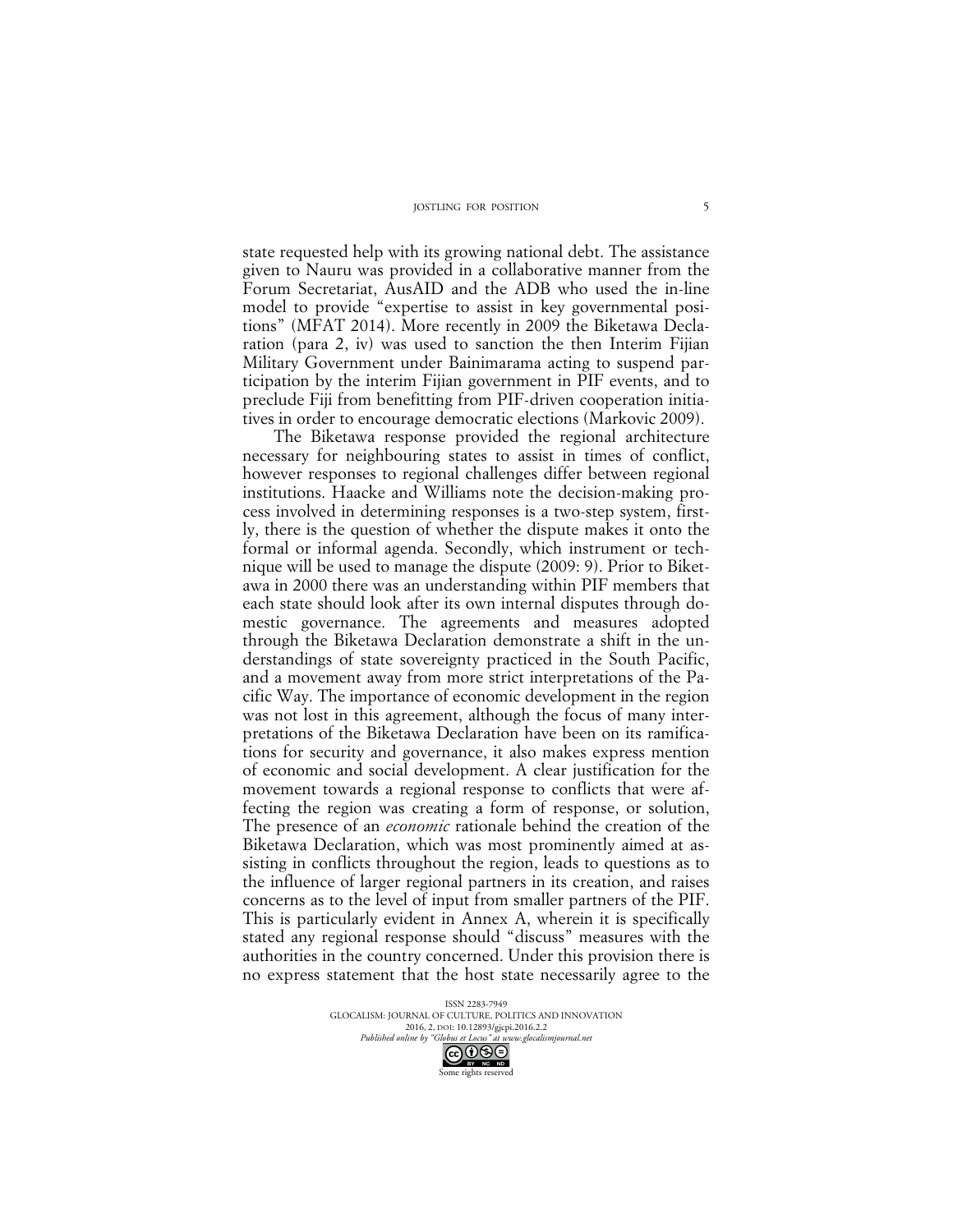state requested help with its growing national debt. The assistance given to Nauru was provided in a collaborative manner from the Forum Secretariat, AusAID and the ADB who used the in-line model to provide "expertise to assist in key governmental positions" (MFAT 2014). More recently in 2009 the Biketawa Declaration (para 2, iv) was used to sanction the then Interim Fijian Military Government under Bainimarama acting to suspend participation by the interim Fijian government in PIF events, and to preclude Fiji from benefitting from PIF-driven cooperation initiatives in order to encourage democratic elections (Markovic 2009).

The Biketawa response provided the regional architecture necessary for neighbouring states to assist in times of conflict, however responses to regional challenges differ between regional institutions. Haacke and Williams note the decision-making process involved in determining responses is a two-step system, firstly, there is the question of whether the dispute makes it onto the formal or informal agenda. Secondly, which instrument or technique will be used to manage the dispute (2009: 9). Prior to Biketawa in 2000 there was an understanding within PIF members that each state should look after its own internal disputes through domestic governance. The agreements and measures adopted through the Biketawa Declaration demonstrate a shift in the understandings of state sovereignty practiced in the South Pacific, and a movement away from more strict interpretations of the Pacific Way. The importance of economic development in the region was not lost in this agreement, although the focus of many interpretations of the Biketawa Declaration have been on its ramifications for security and governance, it also makes express mention of economic and social development. A clear justification for the movement towards a regional response to conflicts that were affecting the region was creating a form of response, or solution, The presence of an *economic* rationale behind the creation of the Biketawa Declaration, which was most prominently aimed at assisting in conflicts throughout the region, leads to questions as to the influence of larger regional partners in its creation, and raises concerns as to the level of input from smaller partners of the PIF. This is particularly evident in Annex A, wherein it is specifically stated any regional response should "discuss" measures with the authorities in the country concerned. Under this provision there is no express statement that the host state necessarily agree to the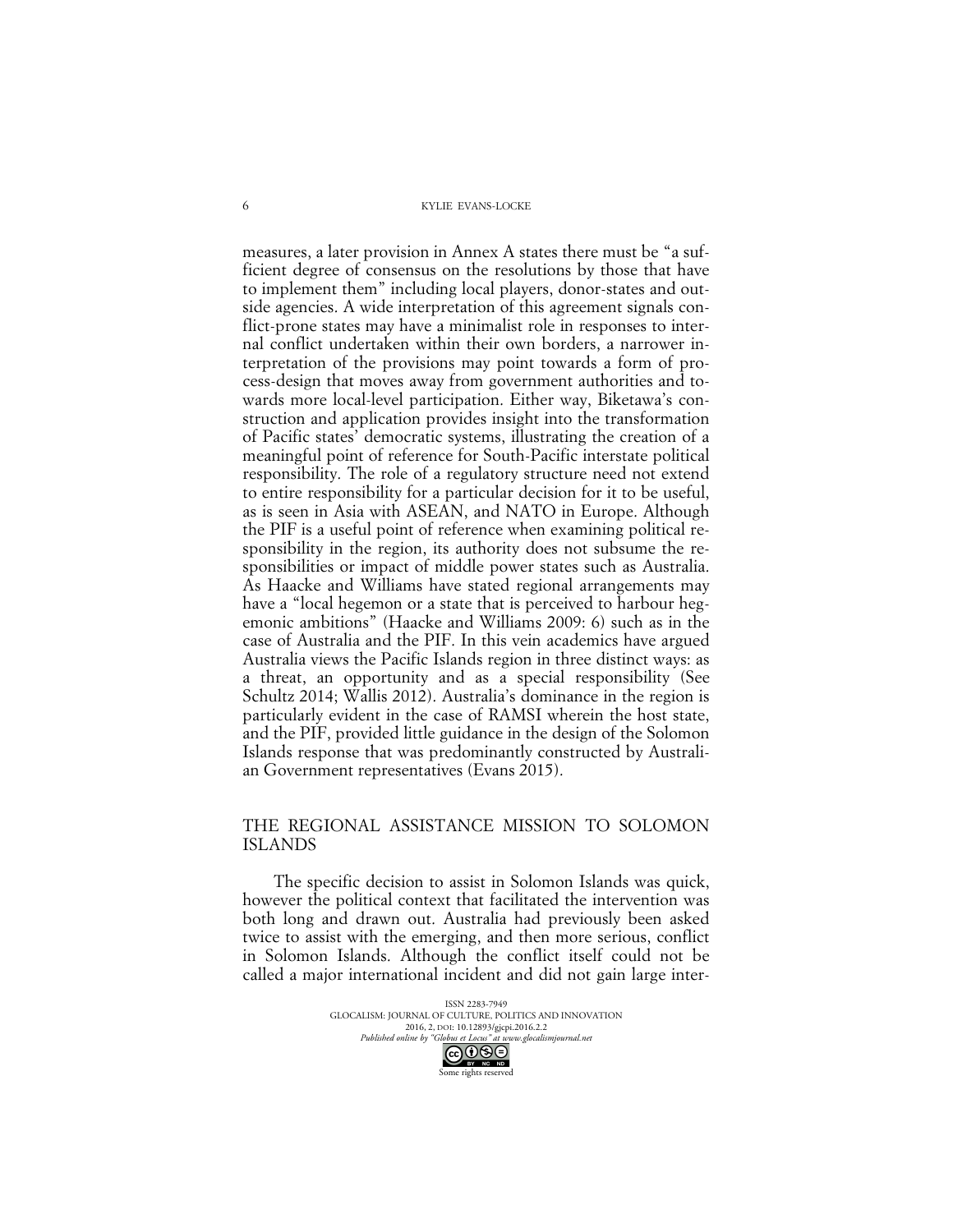measures, a later provision in Annex A states there must be "a sufficient degree of consensus on the resolutions by those that have to implement them" including local players, donor-states and outside agencies. A wide interpretation of this agreement signals conflict-prone states may have a minimalist role in responses to internal conflict undertaken within their own borders, a narrower interpretation of the provisions may point towards a form of process-design that moves away from government authorities and towards more local-level participation. Either way, Biketawa's construction and application provides insight into the transformation of Pacific states' democratic systems, illustrating the creation of a meaningful point of reference for South-Pacific interstate political responsibility. The role of a regulatory structure need not extend to entire responsibility for a particular decision for it to be useful, as is seen in Asia with ASEAN, and NATO in Europe. Although the PIF is a useful point of reference when examining political responsibility in the region, its authority does not subsume the responsibilities or impact of middle power states such as Australia. As Haacke and Williams have stated regional arrangements may have a "local hegemon or a state that is perceived to harbour hegemonic ambitions" (Haacke and Williams 2009: 6) such as in the case of Australia and the PIF. In this vein academics have argued Australia views the Pacific Islands region in three distinct ways: as a threat, an opportunity and as a special responsibility (See Schultz 2014; Wallis 2012). Australia's dominance in the region is particularly evident in the case of RAMSI wherein the host state, and the PIF, provided little guidance in the design of the Solomon Islands response that was predominantly constructed by Australian Government representatives (Evans 2015).

## THE REGIONAL ASSISTANCE MISSION TO SOLOMON ISLANDS

The specific decision to assist in Solomon Islands was quick, however the political context that facilitated the intervention was both long and drawn out. Australia had previously been asked twice to assist with the emerging, and then more serious, conflict in Solomon Islands. Although the conflict itself could not be called a major international incident and did not gain large inter-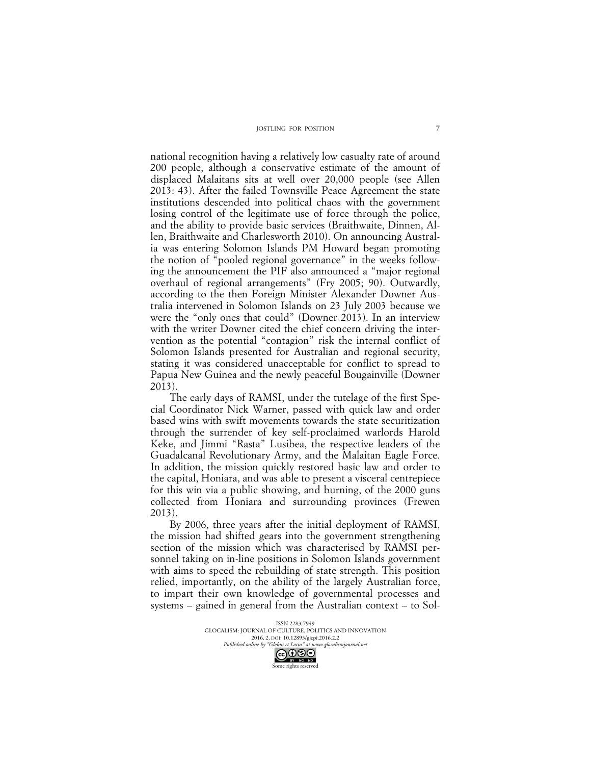national recognition having a relatively low casualty rate of around 200 people, although a conservative estimate of the amount of displaced Malaitans sits at well over 20,000 people (see Allen 2013: 43). After the failed Townsville Peace Agreement the state institutions descended into political chaos with the government losing control of the legitimate use of force through the police, and the ability to provide basic services (Braithwaite, Dinnen, Allen, Braithwaite and Charlesworth 2010). On announcing Australia was entering Solomon Islands PM Howard began promoting the notion of "pooled regional governance" in the weeks following the announcement the PIF also announced a "major regional overhaul of regional arrangements" (Fry 2005; 90). Outwardly, according to the then Foreign Minister Alexander Downer Australia intervened in Solomon Islands on 23 July 2003 because we were the "only ones that could" (Downer 2013). In an interview with the writer Downer cited the chief concern driving the intervention as the potential "contagion" risk the internal conflict of Solomon Islands presented for Australian and regional security, stating it was considered unacceptable for conflict to spread to Papua New Guinea and the newly peaceful Bougainville (Downer 2013).

The early days of RAMSI, under the tutelage of the first Special Coordinator Nick Warner, passed with quick law and order based wins with swift movements towards the state securitization through the surrender of key self-proclaimed warlords Harold Keke, and Jimmi "Rasta" Lusibea, the respective leaders of the Guadalcanal Revolutionary Army, and the Malaitan Eagle Force. In addition, the mission quickly restored basic law and order to the capital, Honiara, and was able to present a visceral centrepiece for this win via a public showing, and burning, of the 2000 guns collected from Honiara and surrounding provinces (Frewen 2013).

By 2006, three years after the initial deployment of RAMSI, the mission had shifted gears into the government strengthening section of the mission which was characterised by RAMSI personnel taking on in-line positions in Solomon Islands government with aims to speed the rebuilding of state strength. This position relied, importantly, on the ability of the largely Australian force, to impart their own knowledge of governmental processes and systems – gained in general from the Australian context – to Sol-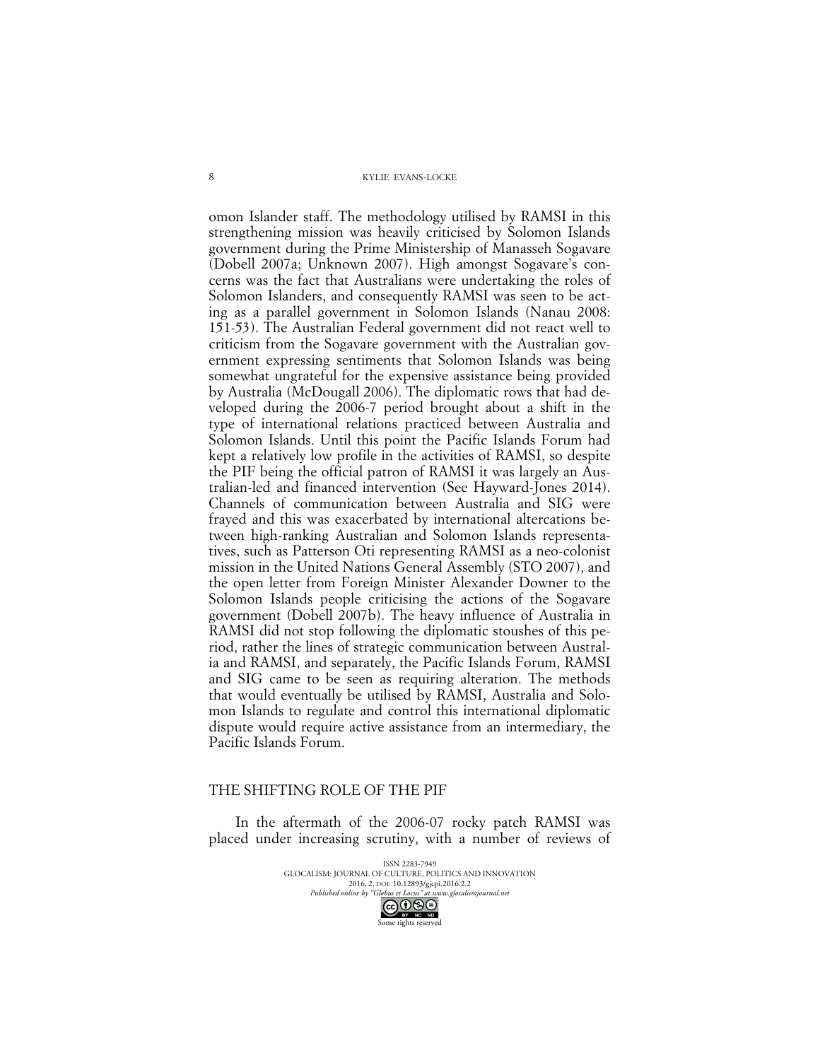omon Islander staff. The methodology utilised by RAMSI in this strengthening mission was heavily criticised by Solomon Islands government during the Prime Ministership of Manasseh Sogavare (Dobell 2007a; Unknown 2007). High amongst Sogavare's concerns was the fact that Australians were undertaking the roles of Solomon Islanders, and consequently RAMSI was seen to be acting as a parallel government in Solomon Islands (Nanau 2008: 151-53). The Australian Federal government did not react well to criticism from the Sogavare government with the Australian government expressing sentiments that Solomon Islands was being somewhat ungrateful for the expensive assistance being provided by Australia (McDougall 2006). The diplomatic rows that had developed during the 2006-7 period brought about a shift in the type of international relations practiced between Australia and Solomon Islands. Until this point the Pacific Islands Forum had kept a relatively low profile in the activities of RAMSI, so despite the PIF being the official patron of RAMSI it was largely an Australian-led and financed intervention (See Hayward-Jones 2014). Channels of communication between Australia and SIG were frayed and this was exacerbated by international altercations between high-ranking Australian and Solomon Islands representatives, such as Patterson Oti representing RAMSI as a neo-colonist mission in the United Nations General Assembly (STO 2007), and the open letter from Foreign Minister Alexander Downer to the Solomon Islands people criticising the actions of the Sogavare government (Dobell 2007b). The heavy influence of Australia in RAMSI did not stop following the diplomatic stoushes of this period, rather the lines of strategic communication between Australia and RAMSI, and separately, the Pacific Islands Forum, RAMSI and SIG came to be seen as requiring alteration. The methods that would eventually be utilised by RAMSI, Australia and Solomon Islands to regulate and control this international diplomatic dispute would require active assistance from an intermediary, the Pacific Islands Forum.

## THE SHIFTING ROLE OF THE PIF

In the aftermath of the 2006-07 rocky patch RAMSI was placed under increasing scrutiny, with a number of reviews of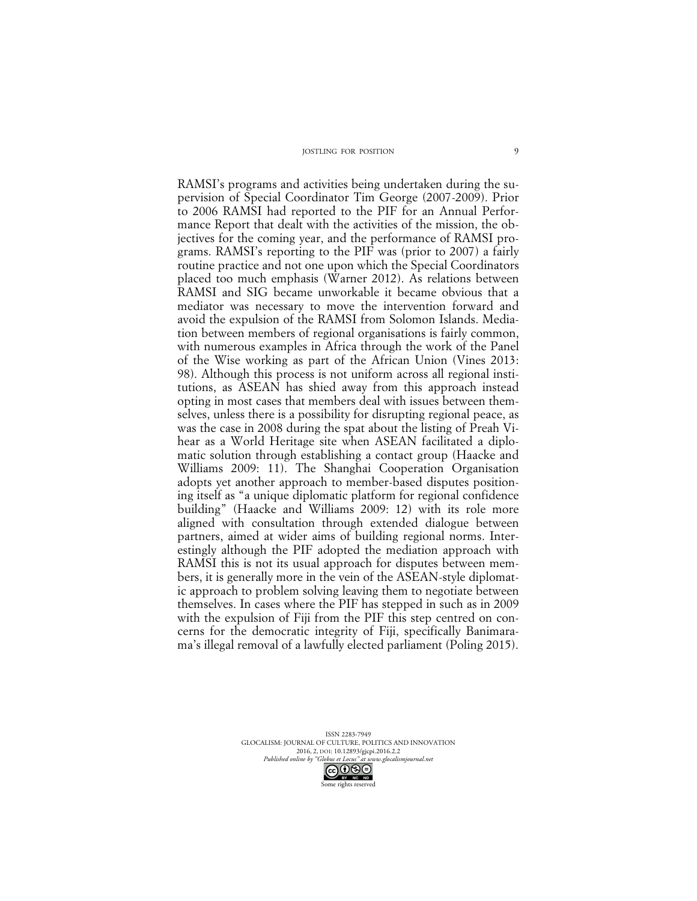RAMSI's programs and activities being undertaken during the supervision of Special Coordinator Tim George (2007-2009). Prior to 2006 RAMSI had reported to the PIF for an Annual Performance Report that dealt with the activities of the mission, the objectives for the coming year, and the performance of RAMSI programs. RAMSI's reporting to the PIF was (prior to 2007) a fairly routine practice and not one upon which the Special Coordinators placed too much emphasis (Warner 2012). As relations between RAMSI and SIG became unworkable it became obvious that a mediator was necessary to move the intervention forward and avoid the expulsion of the RAMSI from Solomon Islands. Mediation between members of regional organisations is fairly common, with numerous examples in Africa through the work of the Panel of the Wise working as part of the African Union (Vines 2013: 98). Although this process is not uniform across all regional institutions, as ASEAN has shied away from this approach instead opting in most cases that members deal with issues between themselves, unless there is a possibility for disrupting regional peace, as was the case in 2008 during the spat about the listing of Preah Vihear as a World Heritage site when ASEAN facilitated a diplomatic solution through establishing a contact group (Haacke and Williams 2009: 11). The Shanghai Cooperation Organisation adopts yet another approach to member-based disputes positioning itself as "a unique diplomatic platform for regional confidence building" (Haacke and Williams 2009: 12) with its role more aligned with consultation through extended dialogue between partners, aimed at wider aims of building regional norms. Interestingly although the PIF adopted the mediation approach with RAMSI this is not its usual approach for disputes between members, it is generally more in the vein of the ASEAN-style diplomatic approach to problem solving leaving them to negotiate between themselves. In cases where the PIF has stepped in such as in 2009 with the expulsion of Fiji from the PIF this step centred on concerns for the democratic integrity of Fiji, specifically Banimarama's illegal removal of a lawfully elected parliament (Poling 2015).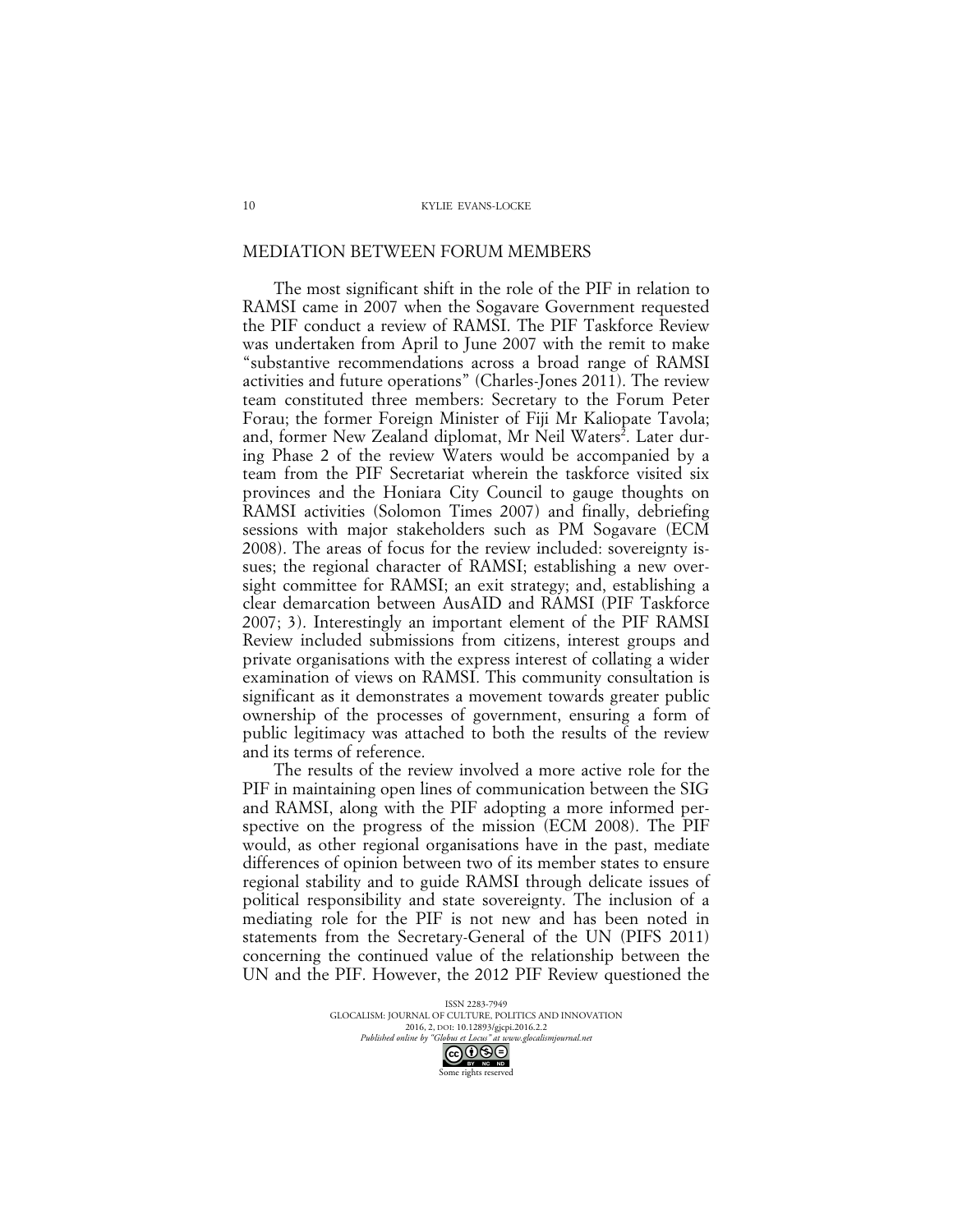## MEDIATION BETWEEN FORUM MEMBERS

The most significant shift in the role of the PIF in relation to RAMSI came in 2007 when the Sogavare Government requested the PIF conduct a review of RAMSI. The PIF Taskforce Review was undertaken from April to June 2007 with the remit to make "substantive recommendations across a broad range of RAMSI activities and future operations" (Charles-Jones 2011). The review team constituted three members: Secretary to the Forum Peter Forau; the former Foreign Minister of Fiji Mr Kaliopate Tavola; and, former New Zealand diplomat, Mr Neil Waters[2]. Later during Phase 2 of the review Waters would be accompanied by a team from the PIF Secretariat wherein the taskforce visited six provinces and the Honiara City Council to gauge thoughts on RAMSI activities (Solomon Times 2007) and finally, debriefing sessions with major stakeholders such as PM Sogavare (ECM 2008). The areas of focus for the review included: sovereignty issues; the regional character of RAMSI; establishing a new oversight committee for RAMSI; an exit strategy; and, establishing a clear demarcation between AusAID and RAMSI (PIF Taskforce 2007; 3). Interestingly an important element of the PIF RAMSI Review included submissions from citizens, interest groups and private organisations with the express interest of collating a wider examination of views on RAMSI. This community consultation is significant as it demonstrates a movement towards greater public ownership of the processes of government, ensuring a form of public legitimacy was attached to both the results of the review and its terms of reference.

The results of the review involved a more active role for the PIF in maintaining open lines of communication between the SIG and RAMSI, along with the PIF adopting a more informed perspective on the progress of the mission (ECM 2008). The PIF would, as other regional organisations have in the past, mediate differences of opinion between two of its member states to ensure regional stability and to guide RAMSI through delicate issues of political responsibility and state sovereignty. The inclusion of a mediating role for the PIF is not new and has been noted in statements from the Secretary-General of the UN (PIFS 2011) concerning the continued value of the relationship between the UN and the PIF. However, the 2012 PIF Review questioned the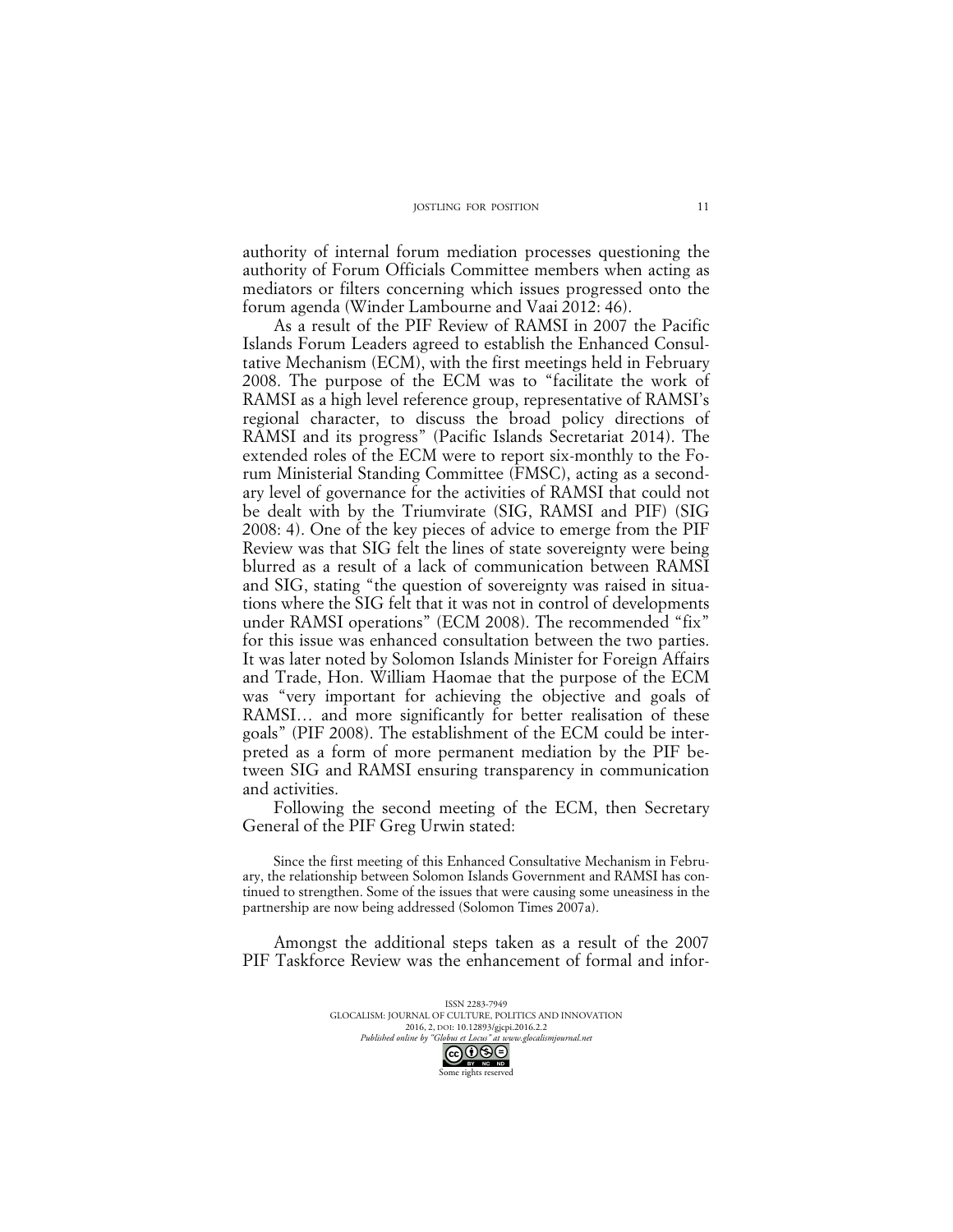authority of internal forum mediation processes questioning the authority of Forum Officials Committee members when acting as mediators or filters concerning which issues progressed onto the forum agenda (Winder Lambourne and Vaai 2012: 46).

As a result of the PIF Review of RAMSI in 2007 the Pacific Islands Forum Leaders agreed to establish the Enhanced Consultative Mechanism (ECM), with the first meetings held in February 2008. The purpose of the ECM was to "facilitate the work of RAMSI as a high level reference group, representative of RAMSI's regional character, to discuss the broad policy directions of RAMSI and its progress" (Pacific Islands Secretariat 2014). The extended roles of the ECM were to report six-monthly to the Forum Ministerial Standing Committee (FMSC), acting as a secondary level of governance for the activities of RAMSI that could not be dealt with by the Triumvirate (SIG, RAMSI and PIF) (SIG 2008: 4). One of the key pieces of advice to emerge from the PIF Review was that SIG felt the lines of state sovereignty were being blurred as a result of a lack of communication between RAMSI and SIG, stating "the question of sovereignty was raised in situations where the SIG felt that it was not in control of developments under RAMSI operations" (ECM 2008). The recommended "fix" for this issue was enhanced consultation between the two parties. It was later noted by Solomon Islands Minister for Foreign Affairs and Trade, Hon. William Haomae that the purpose of the ECM was "very important for achieving the objective and goals of RAMSI… and more significantly for better realisation of these goals" (PIF 2008). The establishment of the ECM could be interpreted as a form of more permanent mediation by the PIF between SIG and RAMSI ensuring transparency in communication and activities.

Following the second meeting of the ECM, then Secretary General of the PIF Greg Urwin stated:

> Since the first meeting of this Enhanced Consultative Mechanism in February, the relationship between Solomon Islands Government and RAMSI has continued to strengthen. Some of the issues that were causing some uneasiness in the partnership are now being addressed (Solomon Times 2007a).

Amongst the additional steps taken as a result of the 2007 PIF Taskforce Review was the enhancement of formal and infor-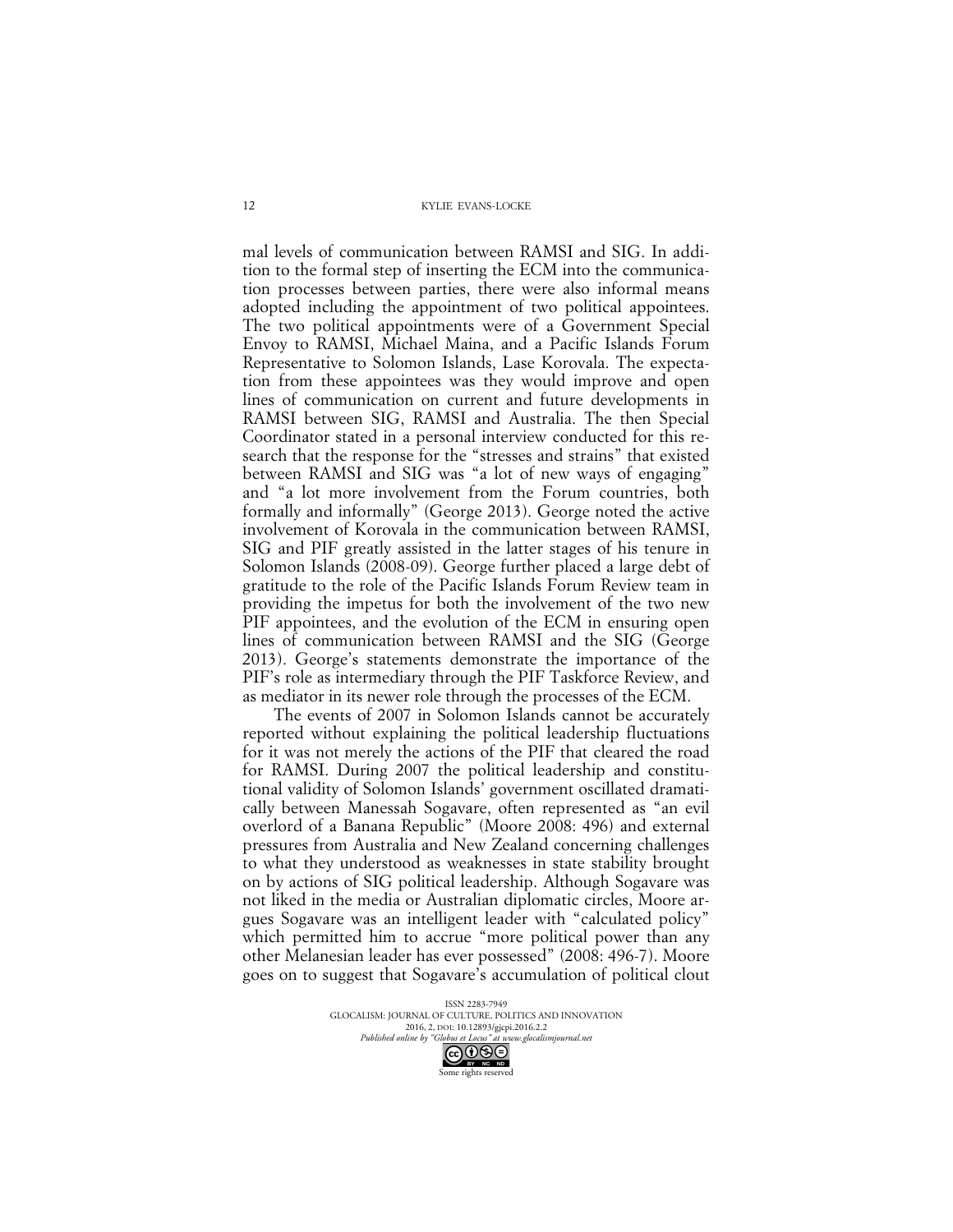mal levels of communication between RAMSI and SIG. In addition to the formal step of inserting the ECM into the communication processes between parties, there were also informal means adopted including the appointment of two political appointees. The two political appointments were of a Government Special Envoy to RAMSI, Michael Maina, and a Pacific Islands Forum Representative to Solomon Islands, Lase Korovala. The expectation from these appointees was they would improve and open lines of communication on current and future developments in RAMSI between SIG, RAMSI and Australia. The then Special Coordinator stated in a personal interview conducted for this research that the response for the "stresses and strains" that existed between RAMSI and SIG was "a lot of new ways of engaging" and "a lot more involvement from the Forum countries, both formally and informally" (George 2013). George noted the active involvement of Korovala in the communication between RAMSI, SIG and PIF greatly assisted in the latter stages of his tenure in Solomon Islands (2008-09). George further placed a large debt of gratitude to the role of the Pacific Islands Forum Review team in providing the impetus for both the involvement of the two new PIF appointees, and the evolution of the ECM in ensuring open lines of communication between RAMSI and the SIG (George 2013). George's statements demonstrate the importance of the PIF's role as intermediary through the PIF Taskforce Review, and as mediator in its newer role through the processes of the ECM.

The events of 2007 in Solomon Islands cannot be accurately reported without explaining the political leadership fluctuations for it was not merely the actions of the PIF that cleared the road for RAMSI. During 2007 the political leadership and constitutional validity of Solomon Islands' government oscillated dramatically between Manessah Sogavare, often represented as "an evil overlord of a Banana Republic" (Moore 2008: 496) and external pressures from Australia and New Zealand concerning challenges to what they understood as weaknesses in state stability brought on by actions of SIG political leadership. Although Sogavare was not liked in the media or Australian diplomatic circles, Moore argues Sogavare was an intelligent leader with "calculated policy" which permitted him to accrue "more political power than any other Melanesian leader has ever possessed" (2008: 496-7). Moore goes on to suggest that Sogavare's accumulation of political clout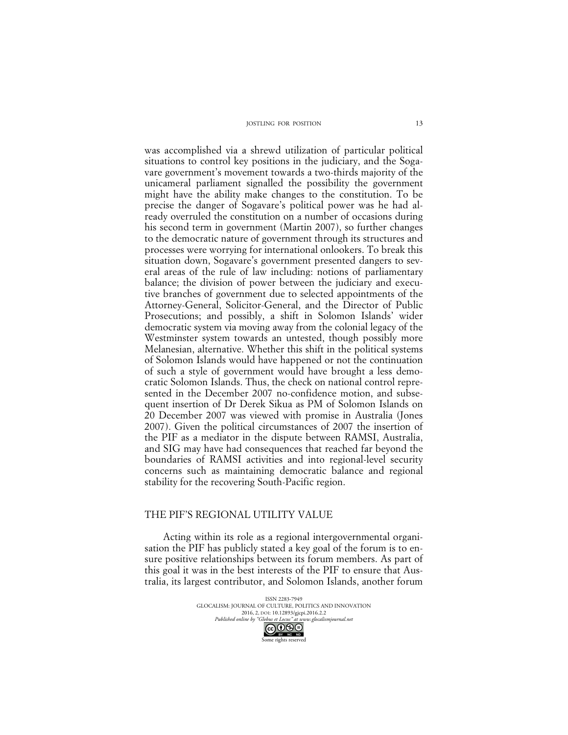was accomplished via a shrewd utilization of particular political situations to control key positions in the judiciary, and the Sogavare government's movement towards a two-thirds majority of the unicameral parliament signalled the possibility the government might have the ability make changes to the constitution. To be precise the danger of Sogavare's political power was he had already overruled the constitution on a number of occasions during his second term in government (Martin 2007), so further changes to the democratic nature of government through its structures and processes were worrying for international onlookers. To break this situation down, Sogavare's government presented dangers to several areas of the rule of law including: notions of parliamentary balance; the division of power between the judiciary and executive branches of government due to selected appointments of the Attorney-General, Solicitor-General, and the Director of Public Prosecutions; and possibly, a shift in Solomon Islands' wider democratic system via moving away from the colonial legacy of the Westminster system towards an untested, though possibly more Melanesian, alternative. Whether this shift in the political systems of Solomon Islands would have happened or not the continuation of such a style of government would have brought a less democratic Solomon Islands. Thus, the check on national control represented in the December 2007 no-confidence motion, and subsequent insertion of Dr Derek Sikua as PM of Solomon Islands on 20 December 2007 was viewed with promise in Australia (Jones 2007). Given the political circumstances of 2007 the insertion of the PIF as a mediator in the dispute between RAMSI, Australia, and SIG may have had consequences that reached far beyond the boundaries of RAMSI activities and into regional-level security concerns such as maintaining democratic balance and regional stability for the recovering South-Pacific region.

## THE PIF'S REGIONAL UTILITY VALUE

Acting within its role as a regional intergovernmental organisation the PIF has publicly stated a key goal of the forum is to ensure positive relationships between its forum members. As part of this goal it was in the best interests of the PIF to ensure that Australia, its largest contributor, and Solomon Islands, another forum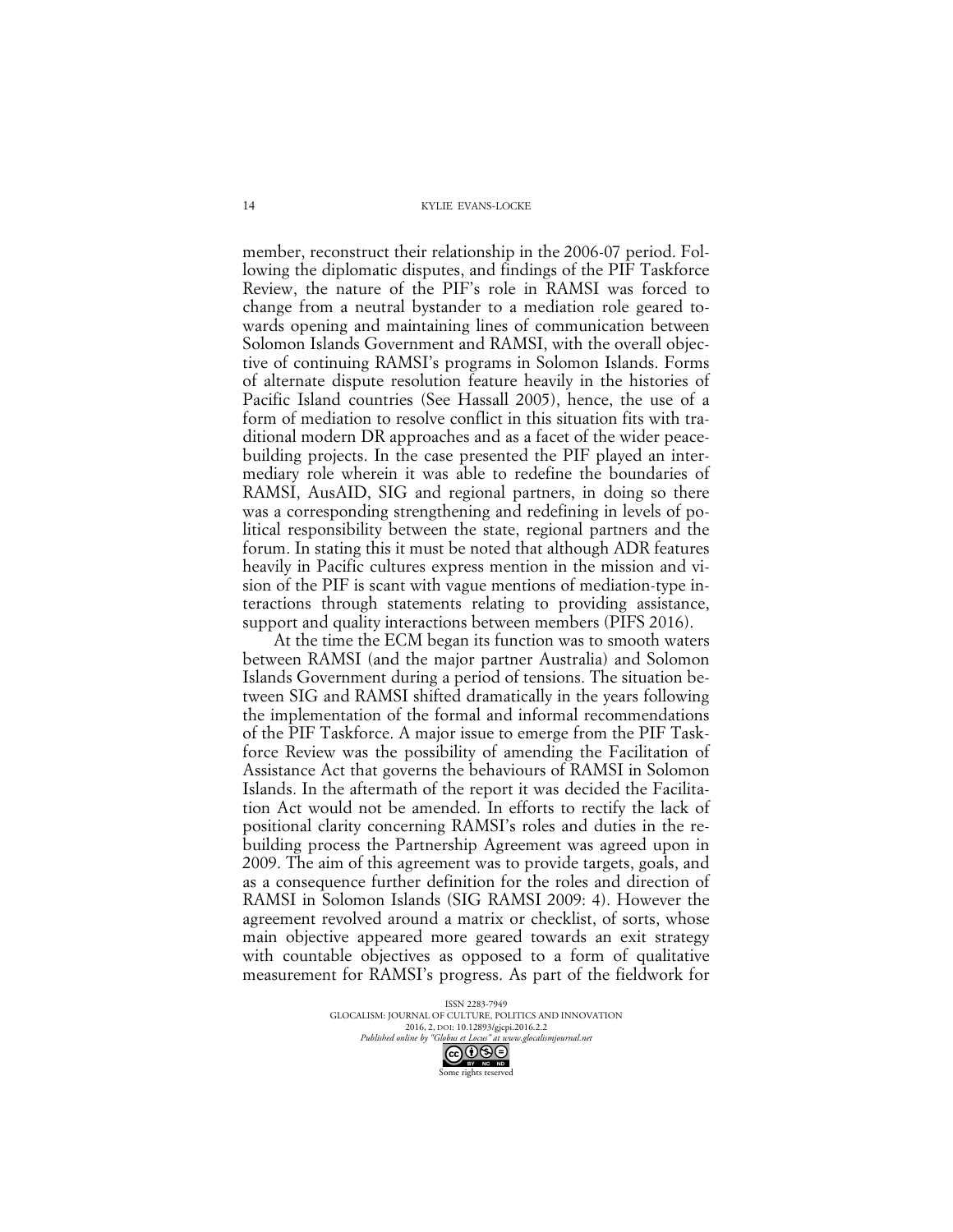member, reconstruct their relationship in the 2006-07 period. Following the diplomatic disputes, and findings of the PIF Taskforce Review, the nature of the PIF's role in RAMSI was forced to change from a neutral bystander to a mediation role geared towards opening and maintaining lines of communication between Solomon Islands Government and RAMSI, with the overall objective of continuing RAMSI's programs in Solomon Islands. Forms of alternate dispute resolution feature heavily in the histories of Pacific Island countries (See Hassall 2005), hence, the use of a form of mediation to resolve conflict in this situation fits with traditional modern DR approaches and as a facet of the wider peacebuilding projects. In the case presented the PIF played an intermediary role wherein it was able to redefine the boundaries of RAMSI, AusAID, SIG and regional partners, in doing so there was a corresponding strengthening and redefining in levels of political responsibility between the state, regional partners and the forum. In stating this it must be noted that although ADR features heavily in Pacific cultures express mention in the mission and vision of the PIF is scant with vague mentions of mediation-type interactions through statements relating to providing assistance, support and quality interactions between members (PIFS 2016).

At the time the ECM began its function was to smooth waters between RAMSI (and the major partner Australia) and Solomon Islands Government during a period of tensions. The situation between SIG and RAMSI shifted dramatically in the years following the implementation of the formal and informal recommendations of the PIF Taskforce. A major issue to emerge from the PIF Taskforce Review was the possibility of amending the Facilitation of Assistance Act that governs the behaviours of RAMSI in Solomon Islands. In the aftermath of the report it was decided the Facilitation Act would not be amended. In efforts to rectify the lack of positional clarity concerning RAMSI's roles and duties in the rebuilding process the Partnership Agreement was agreed upon in 2009. The aim of this agreement was to provide targets, goals, and as a consequence further definition for the roles and direction of RAMSI in Solomon Islands (SIG RAMSI 2009: 4). However the agreement revolved around a matrix or checklist, of sorts, whose main objective appeared more geared towards an exit strategy with countable objectives as opposed to a form of qualitative measurement for RAMSI's progress. As part of the fieldwork for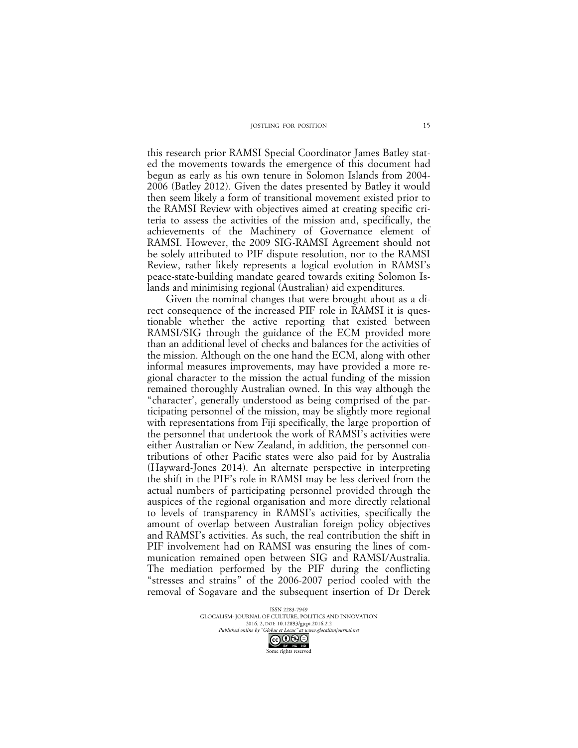this research prior RAMSI Special Coordinator James Batley stated the movements towards the emergence of this document had begun as early as his own tenure in Solomon Islands from 2004-2006 (Batley 2012). Given the dates presented by Batley it would then seem likely a form of transitional movement existed prior to the RAMSI Review with objectives aimed at creating specific criteria to assess the activities of the mission and, specifically, the achievements of the Machinery of Governance element of RAMSI. However, the 2009 SIG-RAMSI Agreement should not be solely attributed to PIF dispute resolution, nor to the RAMSI Review, rather likely represents a logical evolution in RAMSI's peace-state-building mandate geared towards exiting Solomon Islands and minimising regional (Australian) aid expenditures.

Given the nominal changes that were brought about as a direct consequence of the increased PIF role in RAMSI it is questionable whether the active reporting that existed between RAMSI/SIG through the guidance of the ECM provided more than an additional level of checks and balances for the activities of the mission. Although on the one hand the ECM, along with other informal measures improvements, may have provided a more regional character to the mission the actual funding of the mission remained thoroughly Australian owned. In this way although the "character', generally understood as being comprised of the participating personnel of the mission, may be slightly more regional with representations from Fiji specifically, the large proportion of the personnel that undertook the work of RAMSI's activities were either Australian or New Zealand, in addition, the personnel contributions of other Pacific states were also paid for by Australia (Hayward-Jones 2014). An alternate perspective in interpreting the shift in the PIF's role in RAMSI may be less derived from the actual numbers of participating personnel provided through the auspices of the regional organisation and more directly relational to levels of transparency in RAMSI's activities, specifically the amount of overlap between Australian foreign policy objectives and RAMSI's activities. As such, the real contribution the shift in PIF involvement had on RAMSI was ensuring the lines of communication remained open between SIG and RAMSI/Australia. The mediation performed by the PIF during the conflicting "stresses and strains" of the 2006-2007 period cooled with the removal of Sogavare and the subsequent insertion of Dr Derek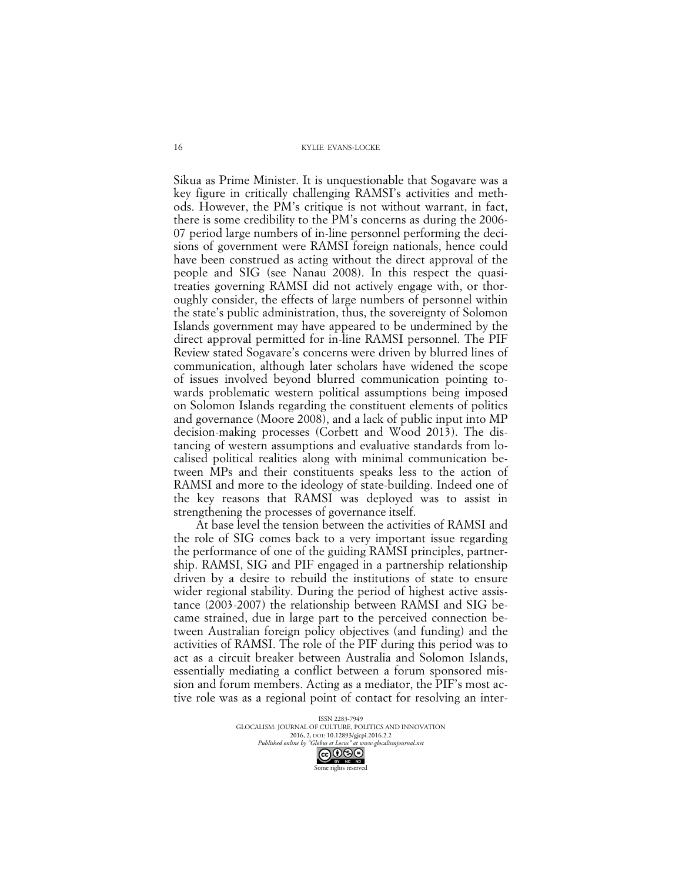Sikua as Prime Minister. It is unquestionable that Sogavare was a key figure in critically challenging RAMSI's activities and methods. However, the PM's critique is not without warrant, in fact, there is some credibility to the PM's concerns as during the 2006-07 period large numbers of in-line personnel performing the decisions of government were RAMSI foreign nationals, hence could have been construed as acting without the direct approval of the people and SIG (see Nanau 2008). In this respect the quasi-treaties governing RAMSI did not actively engage with, or thoroughly consider, the effects of large numbers of personnel within the state's public administration, thus, the sovereignty of Solomon Islands government may have appeared to be undermined by the direct approval permitted for in-line RAMSI personnel. The PIF Review stated Sogavare's concerns were driven by blurred lines of communication, although later scholars have widened the scope of issues involved beyond blurred communication pointing towards problematic western political assumptions being imposed on Solomon Islands regarding the constituent elements of politics and governance (Moore 2008), and a lack of public input into MP decision-making processes (Corbett and Wood 2013). The distancing of western assumptions and evaluative standards from localised political realities along with minimal communication between MPs and their constituents speaks less to the action of RAMSI and more to the ideology of state-building. Indeed one of the key reasons that RAMSI was deployed was to assist in strengthening the processes of governance itself.

At base level the tension between the activities of RAMSI and the role of SIG comes back to a very important issue regarding the performance of one of the guiding RAMSI principles, partnership. RAMSI, SIG and PIF engaged in a partnership relationship driven by a desire to rebuild the institutions of state to ensure wider regional stability. During the period of highest active assistance (2003-2007) the relationship between RAMSI and SIG became strained, due in large part to the perceived connection between Australian foreign policy objectives (and funding) and the activities of RAMSI. The role of the PIF during this period was to act as a circuit breaker between Australia and Solomon Islands, essentially mediating a conflict between a forum sponsored mission and forum members. Acting as a mediator, the PIF's most active role was as a regional point of contact for resolving an inter-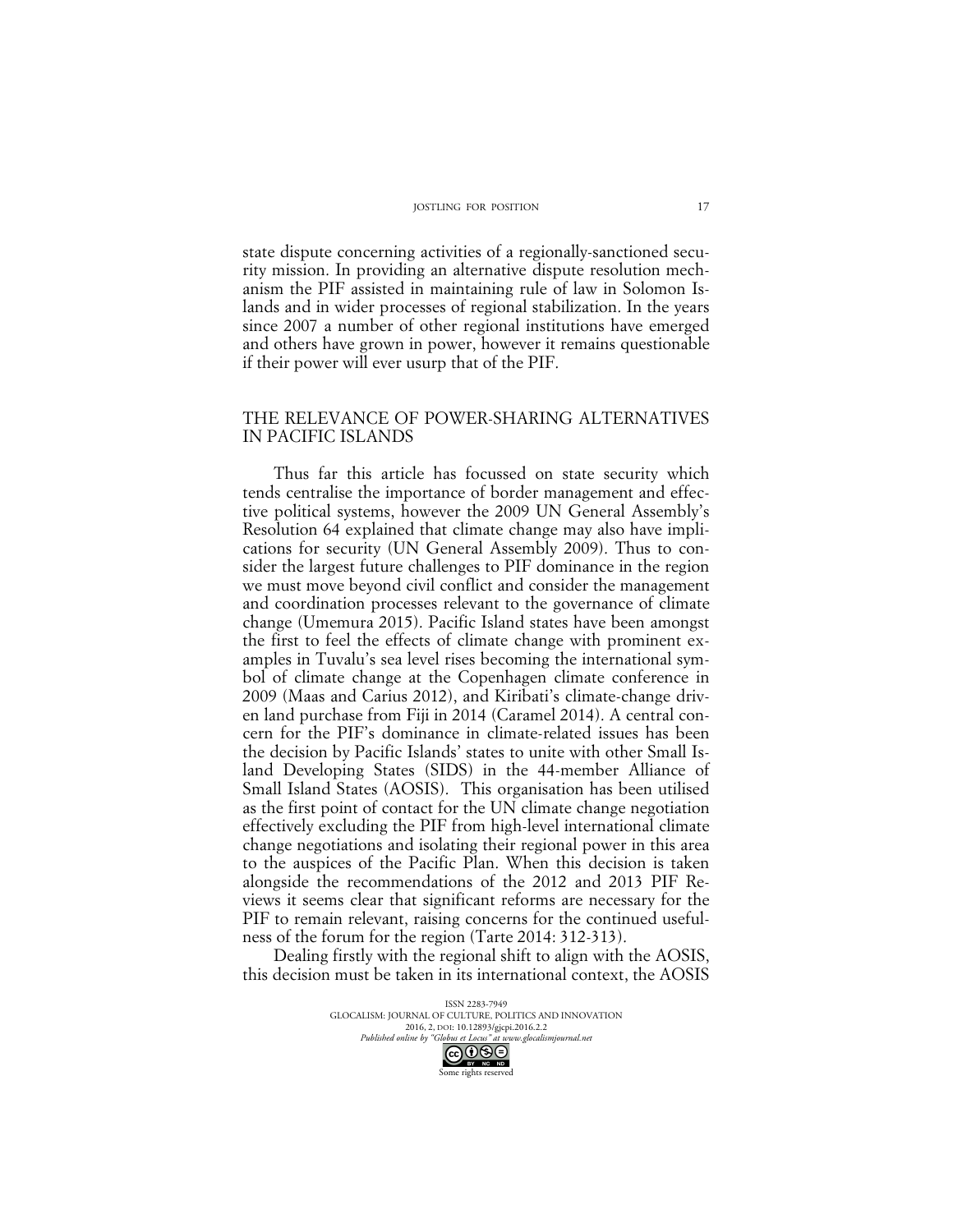state dispute concerning activities of a regionally-sanctioned security mission. In providing an alternative dispute resolution mechanism the PIF assisted in maintaining rule of law in Solomon Islands and in wider processes of regional stabilization. In the years since 2007 a number of other regional institutions have emerged and others have grown in power, however it remains questionable if their power will ever usurp that of the PIF.

## THE RELEVANCE OF POWER-SHARING ALTERNATIVES IN PACIFIC ISLANDS

Thus far this article has focussed on state security which tends centralise the importance of border management and effective political systems, however the 2009 UN General Assembly's Resolution 64 explained that climate change may also have implications for security (UN General Assembly 2009). Thus to consider the largest future challenges to PIF dominance in the region we must move beyond civil conflict and consider the management and coordination processes relevant to the governance of climate change (Umemura 2015). Pacific Island states have been amongst the first to feel the effects of climate change with prominent examples in Tuvalu's sea level rises becoming the international symbol of climate change at the Copenhagen climate conference in 2009 (Maas and Carius 2012), and Kiribati's climate-change driven land purchase from Fiji in 2014 (Caramel 2014). A central concern for the PIF's dominance in climate-related issues has been the decision by Pacific Islands' states to unite with other Small Island Developing States (SIDS) in the 44-member Alliance of Small Island States (AOSIS). This organisation has been utilised as the first point of contact for the UN climate change negotiation effectively excluding the PIF from high-level international climate change negotiations and isolating their regional power in this area to the auspices of the Pacific Plan. When this decision is taken alongside the recommendations of the 2012 and 2013 PIF Reviews it seems clear that significant reforms are necessary for the PIF to remain relevant, raising concerns for the continued usefulness of the forum for the region (Tarte 2014: 312-313).

Dealing firstly with the regional shift to align with the AOSIS, this decision must be taken in its international context, the AOSIS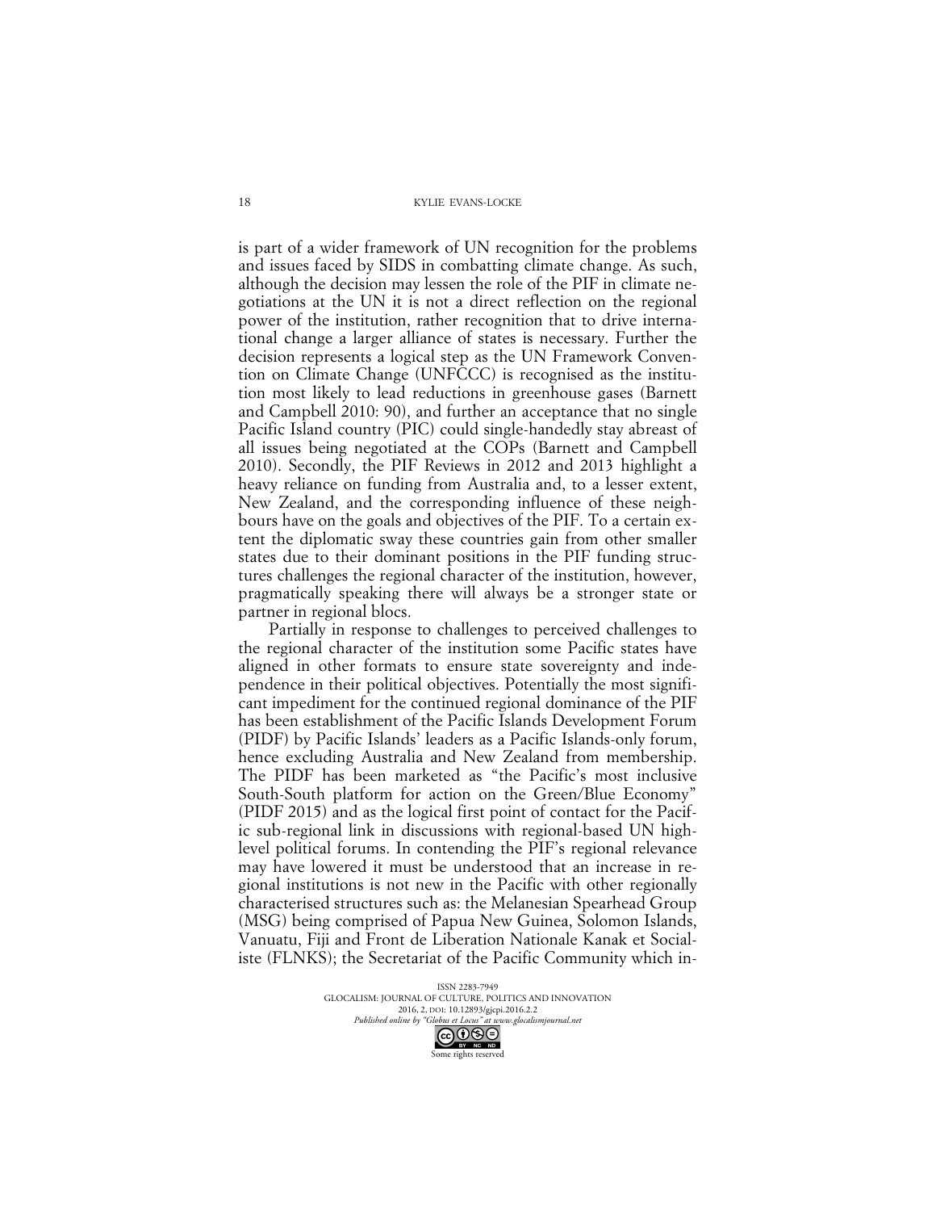is part of a wider framework of UN recognition for the problems and issues faced by SIDS in combatting climate change. As such, although the decision may lessen the role of the PIF in climate negotiations at the UN it is not a direct reflection on the regional power of the institution, rather recognition that to drive international change a larger alliance of states is necessary. Further the decision represents a logical step as the UN Framework Convention on Climate Change (UNFCCC) is recognised as the institution most likely to lead reductions in greenhouse gases (Barnett and Campbell 2010: 90), and further an acceptance that no single Pacific Island country (PIC) could single-handedly stay abreast of all issues being negotiated at the COPs (Barnett and Campbell 2010). Secondly, the PIF Reviews in 2012 and 2013 highlight a heavy reliance on funding from Australia and, to a lesser extent, New Zealand, and the corresponding influence of these neighbours have on the goals and objectives of the PIF. To a certain extent the diplomatic sway these countries gain from other smaller states due to their dominant positions in the PIF funding structures challenges the regional character of the institution, however, pragmatically speaking there will always be a stronger state or partner in regional blocs.

Partially in response to challenges to perceived challenges to the regional character of the institution some Pacific states have aligned in other formats to ensure state sovereignty and independence in their political objectives. Potentially the most significant impediment for the continued regional dominance of the PIF has been establishment of the Pacific Islands Development Forum (PIDF) by Pacific Islands' leaders as a Pacific Islands-only forum, hence excluding Australia and New Zealand from membership. The PIDF has been marketed as "the Pacific's most inclusive South-South platform for action on the Green/Blue Economy" (PIDF 2015) and as the logical first point of contact for the Pacific sub-regional link in discussions with regional-based UN high-level political forums. In contending the PIF's regional relevance may have lowered it must be understood that an increase in regional institutions is not new in the Pacific with other regionally characterised structures such as: the Melanesian Spearhead Group (MSG) being comprised of Papua New Guinea, Solomon Islands, Vanuatu, Fiji and Front de Liberation Nationale Kanak et Socialiste (FLNKS); the Secretariat of the Pacific Community which in-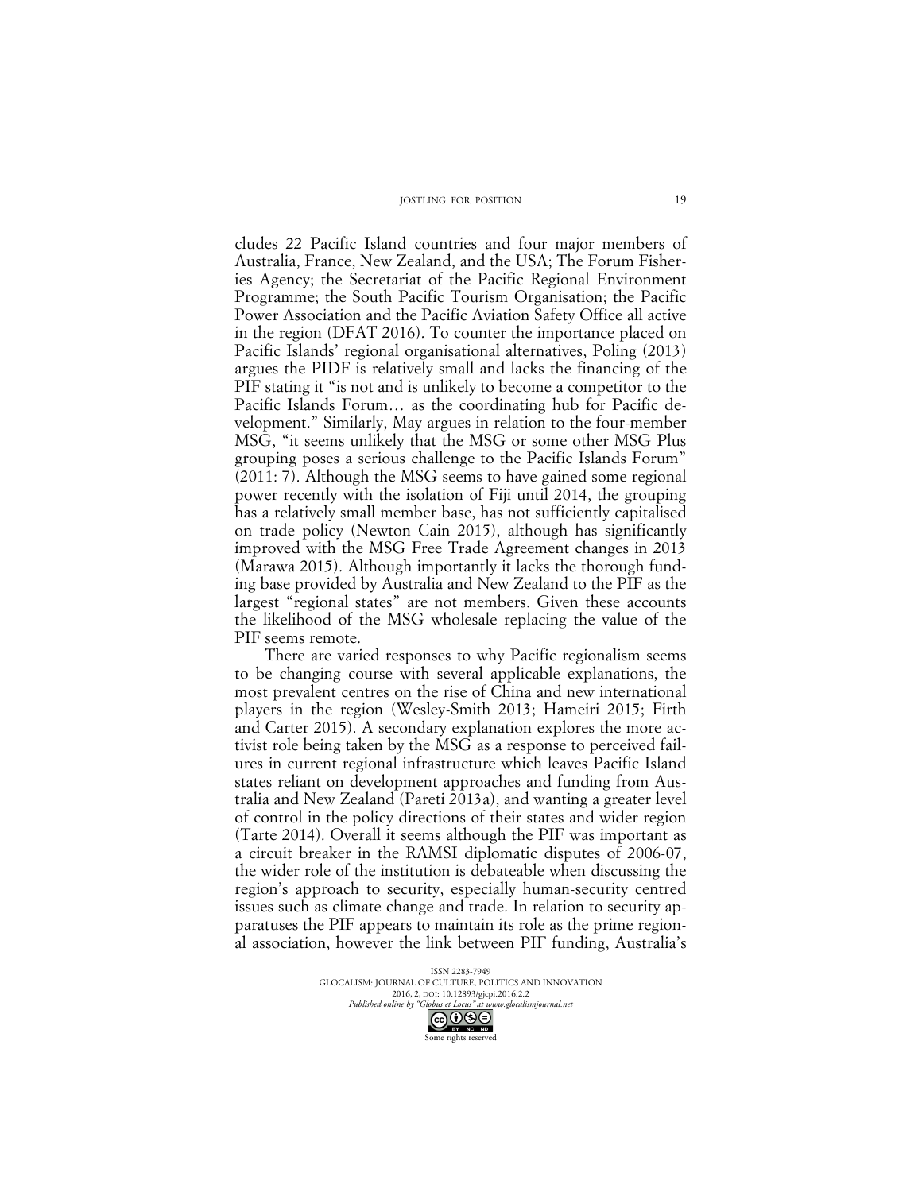cludes 22 Pacific Island countries and four major members of Australia, France, New Zealand, and the USA; The Forum Fisheries Agency; the Secretariat of the Pacific Regional Environment Programme; the South Pacific Tourism Organisation; the Pacific Power Association and the Pacific Aviation Safety Office all active in the region (DFAT 2016). To counter the importance placed on Pacific Islands' regional organisational alternatives, Poling (2013) argues the PIDF is relatively small and lacks the financing of the PIF stating it "is not and is unlikely to become a competitor to the Pacific Islands Forum… as the coordinating hub for Pacific development." Similarly, May argues in relation to the four-member MSG, "it seems unlikely that the MSG or some other MSG Plus grouping poses a serious challenge to the Pacific Islands Forum" (2011: 7). Although the MSG seems to have gained some regional power recently with the isolation of Fiji until 2014, the grouping has a relatively small member base, has not sufficiently capitalised on trade policy (Newton Cain 2015), although has significantly improved with the MSG Free Trade Agreement changes in 2013 (Marawa 2015). Although importantly it lacks the thorough funding base provided by Australia and New Zealand to the PIF as the largest "regional states" are not members. Given these accounts the likelihood of the MSG wholesale replacing the value of the PIF seems remote.

There are varied responses to why Pacific regionalism seems to be changing course with several applicable explanations, the most prevalent centres on the rise of China and new international players in the region (Wesley-Smith 2013; Hameiri 2015; Firth and Carter 2015). A secondary explanation explores the more activist role being taken by the MSG as a response to perceived failures in current regional infrastructure which leaves Pacific Island states reliant on development approaches and funding from Australia and New Zealand (Pareti 2013a), and wanting a greater level of control in the policy directions of their states and wider region (Tarte 2014). Overall it seems although the PIF was important as a circuit breaker in the RAMSI diplomatic disputes of 2006-07, the wider role of the institution is debateable when discussing the region's approach to security, especially human-security centred issues such as climate change and trade. In relation to security apparatuses the PIF appears to maintain its role as the prime regional association, however the link between PIF funding, Australia's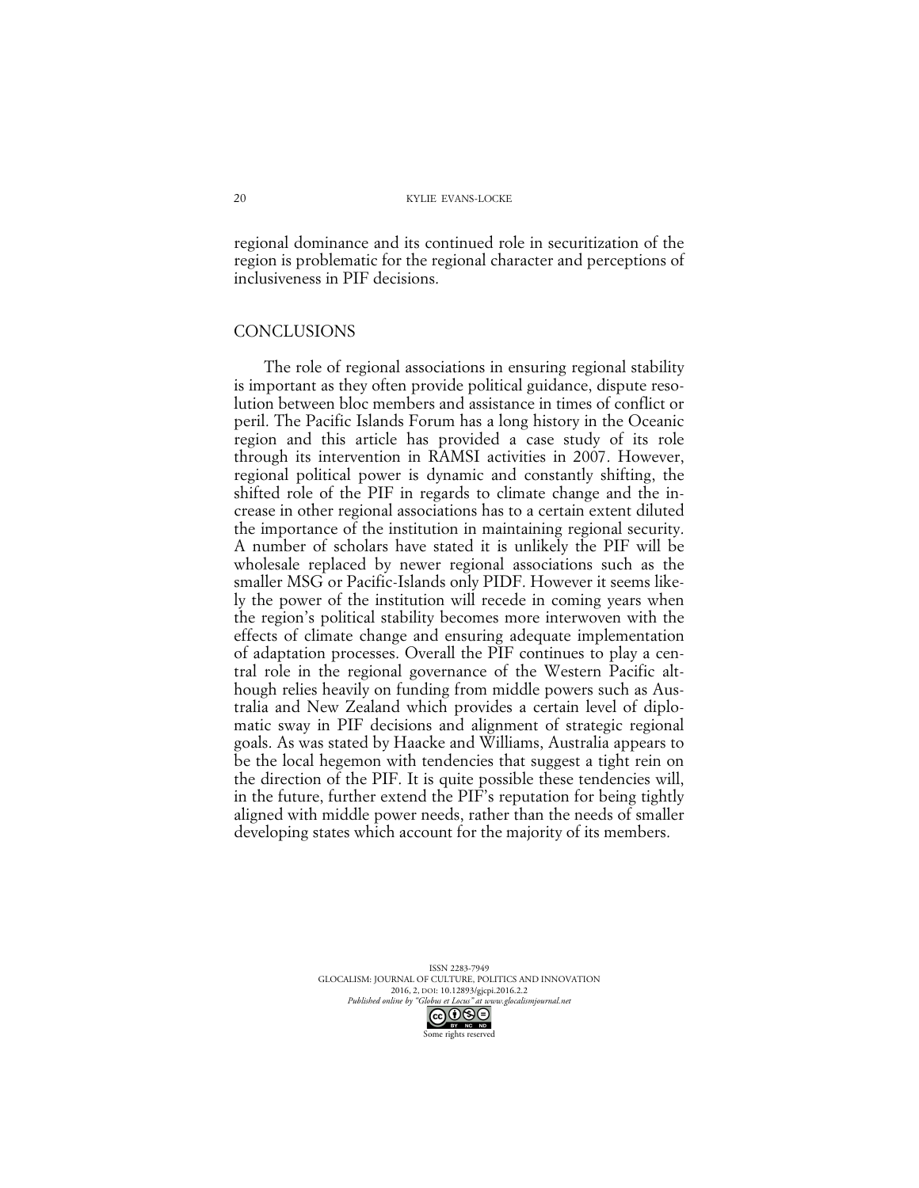regional dominance and its continued role in securitization of the region is problematic for the regional character and perceptions of inclusiveness in PIF decisions.

## CONCLUSIONS

The role of regional associations in ensuring regional stability is important as they often provide political guidance, dispute resolution between bloc members and assistance in times of conflict or peril. The Pacific Islands Forum has a long history in the Oceanic region and this article has provided a case study of its role through its intervention in RAMSI activities in 2007. However, regional political power is dynamic and constantly shifting, the shifted role of the PIF in regards to climate change and the increase in other regional associations has to a certain extent diluted the importance of the institution in maintaining regional security. A number of scholars have stated it is unlikely the PIF will be wholesale replaced by newer regional associations such as the smaller MSG or Pacific-Islands only PIDF. However it seems likely the power of the institution will recede in coming years when the region's political stability becomes more interwoven with the effects of climate change and ensuring adequate implementation of adaptation processes. Overall the PIF continues to play a central role in the regional governance of the Western Pacific although relies heavily on funding from middle powers such as Australia and New Zealand which provides a certain level of diplomatic sway in PIF decisions and alignment of strategic regional goals. As was stated by Haacke and Williams, Australia appears to be the local hegemon with tendencies that suggest a tight rein on the direction of the PIF. It is quite possible these tendencies will, in the future, further extend the PIF's reputation for being tightly aligned with middle power needs, rather than the needs of smaller developing states which account for the majority of its members.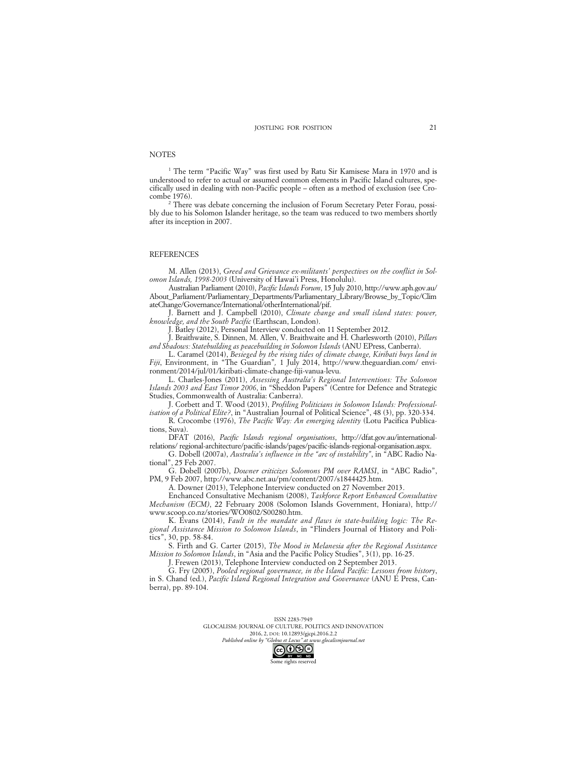## NOTES

[1] The term "Pacific Way" was first used by Ratu Sir Kamisese Mara in 1970 and is understood to refer to actual or assumed common elements in Pacific Island cultures, specifically used in dealing with non-Pacific people – often as a method of exclusion (see Crocombe 1976).

[2] There was debate concerning the inclusion of Forum Secretary Peter Forau, possibly due to his Solomon Islander heritage, so the team was reduced to two members shortly after its inception in 2007.

## REFERENCES

M. Allen (2013), *Greed and Grievance ex-militants' perspectives on the conflict in Solomon Islands, 1998-2003* (University of Hawai'i Press, Honolulu).

Australian Parliament (2010), *Pacific Islands Forum*, 15 July 2010, http://www.aph.gov.au/About_Parliament/Parliamentary_Departments/Parliamentary_Library/Browse_by_Topic/ClimateChange/Governance/International/otherInternational/pif.

J. Barnett and J. Campbell (2010), *Climate change and small island states: power, knowledge, and the South Pacific* (Earthscan, London).

J. Batley (2012), Personal Interview conducted on 11 September 2012.

J. Braithwaite, S. Dinnen, M. Allen, V. Braithwaite and H. Charlesworth (2010), *Pillars and Shadows: Statebuilding as peacebuilding in Solomon Islands* (ANU EPress, Canberra).

L. Caramel (2014), *Besieged by the rising tides of climate change, Kiribati buys land in Fiji*, Environment, in "The Guardian", 1 July 2014, http://www.theguardian.com/ environment/2014/jul/01/kiribati-climate-change-fiji-vanua-levu.

L. Charles-Jones (2011), *Assessing Australia's Regional Interventions: The Solomon Islands 2003 and East Timor 2006*, in "Sheddon Papers" (Centre for Defence and Strategic Studies, Commonwealth of Australia: Canberra).

J. Corbett and T. Wood (2013), *Profiling Politicians in Solomon Islands: Professionalisation of a Political Elite?*, in "Australian Journal of Political Science", 48 (3), pp. 320-334.

R. Crocombe (1976), *The Pacific Way: An emerging identity* (Lotu Pacifica Publications, Suva).

DFAT (2016), *Pacific Islands regional organisations*, http://dfat.gov.au/international-relations/ regional-architecture/pacific-islands/pages/pacific-islands-regional-organisation.aspx.

G. Dobell (2007a), *Australia's influence in the "arc of instability"*, in "ABC Radio National", 25 Feb 2007.

G. Dobell (2007b), *Downer criticizes Solomons PM over RAMSI*, in "ABC Radio", PM, 9 Feb 2007, http://www.abc.net.au/pm/content/2007/s1844425.htm.

A. Downer (2013), Telephone Interview conducted on 27 November 2013.

Enchanced Consultative Mechanism (2008), *Taskforce Report Enhanced Consultative Mechanism (ECM)*, 22 February 2008 (Solomon Islands Government, Honiara), http:// www.scoop.co.nz/stories/WO0802/S00280.htm.

K. Evans (2014), *Fault in the mandate and flaws in state-building logic: The Regional Assistance Mission to Solomon Islands*, in "Flinders Journal of History and Politics", 30, pp. 58-84.

S. Firth and G. Carter (2015), *The Mood in Melanesia after the Regional Assistance Mission to Solomon Islands*, in "Asia and the Pacific Policy Studies", 3(1), pp. 16-25.

J. Frewen (2013), Telephone Interview conducted on 2 September 2013.

G. Fry (2005), *Pooled regional governance, in the Island Pacific: Lessons from history*, in S. Chand (ed.), *Pacific Island Regional Integration and Governance* (ANU E Press, Canberra), pp. 89-104.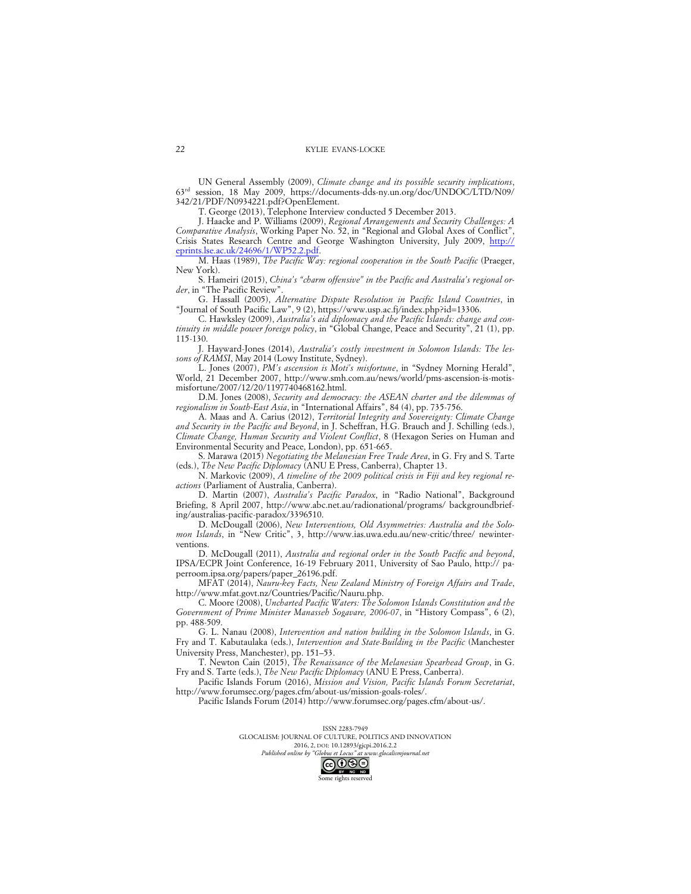UN General Assembly (2009), *Climate change and its possible security implications*, 63rd session, 18 May 2009, https://documents-dds-ny.un.org/doc/UNDOC/LTD/N09/342/21/PDF/N0934221.pdf?OpenElement.

T. George (2013), Telephone Interview conducted 5 December 2013.

J. Haacke and P. Williams (2009), *Regional Arrangements and Security Challenges: A Comparative Analysis*, Working Paper No. 52, in "Regional and Global Axes of Conflict", Crisis States Research Centre and George Washington University, July 2009, http://eprints.lse.ac.uk/24696/1/WP52.2.pdf.

M. Haas (1989), *The Pacific Way: regional cooperation in the South Pacific* (Praeger, New York).

S. Hameiri (2015), *China's "charm offensive" in the Pacific and Australia's regional order*, in "The Pacific Review".

G. Hassall (2005), *Alternative Dispute Resolution in Pacific Island Countries*, in "Journal of South Pacific Law", 9 (2), https://www.usp.ac.fj/index.php?id=13306.

C. Hawksley (2009), *Australia's aid diplomacy and the Pacific Islands: change and continuity in middle power foreign policy*, in "Global Change, Peace and Security", 21 (1), pp. 115-130.

J. Hayward-Jones (2014), *Australia's costly investment in Solomon Islands: The lessons of RAMSI*, May 2014 (Lowy Institute, Sydney).

L. Jones (2007), *PM's ascension is Moti's misfortune*, in "Sydney Morning Herald", World, 21 December 2007, http://www.smh.com.au/news/world/pms-ascension-is-motis-misfortune/2007/12/20/1197740468162.html.

D.M. Jones (2008), *Security and democracy: the ASEAN charter and the dilemmas of regionalism in South-East Asia*, in "International Affairs", 84 (4), pp. 735-756.

A. Maas and A. Carius (2012), *Territorial Integrity and Sovereignty: Climate Change and Security in the Pacific and Beyond*, in J. Scheffran, H.G. Brauch and J. Schilling (eds.), *Climate Change, Human Security and Violent Conflict*, 8 (Hexagon Series on Human and Environmental Security and Peace, London), pp. 651-665.

S. Marawa (2015) *Negotiating the Melanesian Free Trade Area*, in G. Fry and S. Tarte (eds.), *The New Pacific Diplomacy* (ANU E Press, Canberra), Chapter 13.

N. Markovic (2009), *A timeline of the 2009 political crisis in Fiji and key regional reactions* (Parliament of Australia, Canberra).

D. Martin (2007), *Australia's Pacific Paradox*, in "Radio National", Background Briefing, 8 April 2007, http://www.abc.net.au/radionational/programs/ backgroundbriefing/australias-pacific-paradox/3396510.

D. McDougall (2006), *New Interventions, Old Asymmetries: Australia and the Solomon Islands*, in "New Critic", 3, http://www.ias.uwa.edu.au/new-critic/three/ newinterventions.

D. McDougall (2011), *Australia and regional order in the South Pacific and beyond*, IPSA/ECPR Joint Conference, 16-19 February 2011, University of Sao Paulo, http:// paperroom.ipsa.org/papers/paper_26196.pdf.

MFAT (2014), *Nauru-key Facts, New Zealand Ministry of Foreign Affairs and Trade*, http://www.mfat.govt.nz/Countries/Pacific/Nauru.php.

C. Moore (2008), *Uncharted Pacific Waters: The Solomon Islands Constitution and the Government of Prime Minister Manasseh Sogavare, 2006-07*, in "History Compass", 6 (2), pp. 488-509.

G. L. Nanau (2008), *Intervention and nation building in the Solomon Islands*, in G. Fry and T. Kabutaulaka (eds.), *Intervention and State-Building in the Pacific* (Manchester University Press, Manchester), pp. 151–53.

T. Newton Cain (2015), *The Renaissance of the Melanesian Spearhead Group*, in G. Fry and S. Tarte (eds.), *The New Pacific Diplomacy* (ANU E Press, Canberra).

Pacific Islands Forum (2016), *Mission and Vision, Pacific Islands Forum Secretariat*, http://www.forumsec.org/pages.cfm/about-us/mission-goals-roles/.

Pacific Islands Forum (2014) http://www.forumsec.org/pages.cfm/about-us/.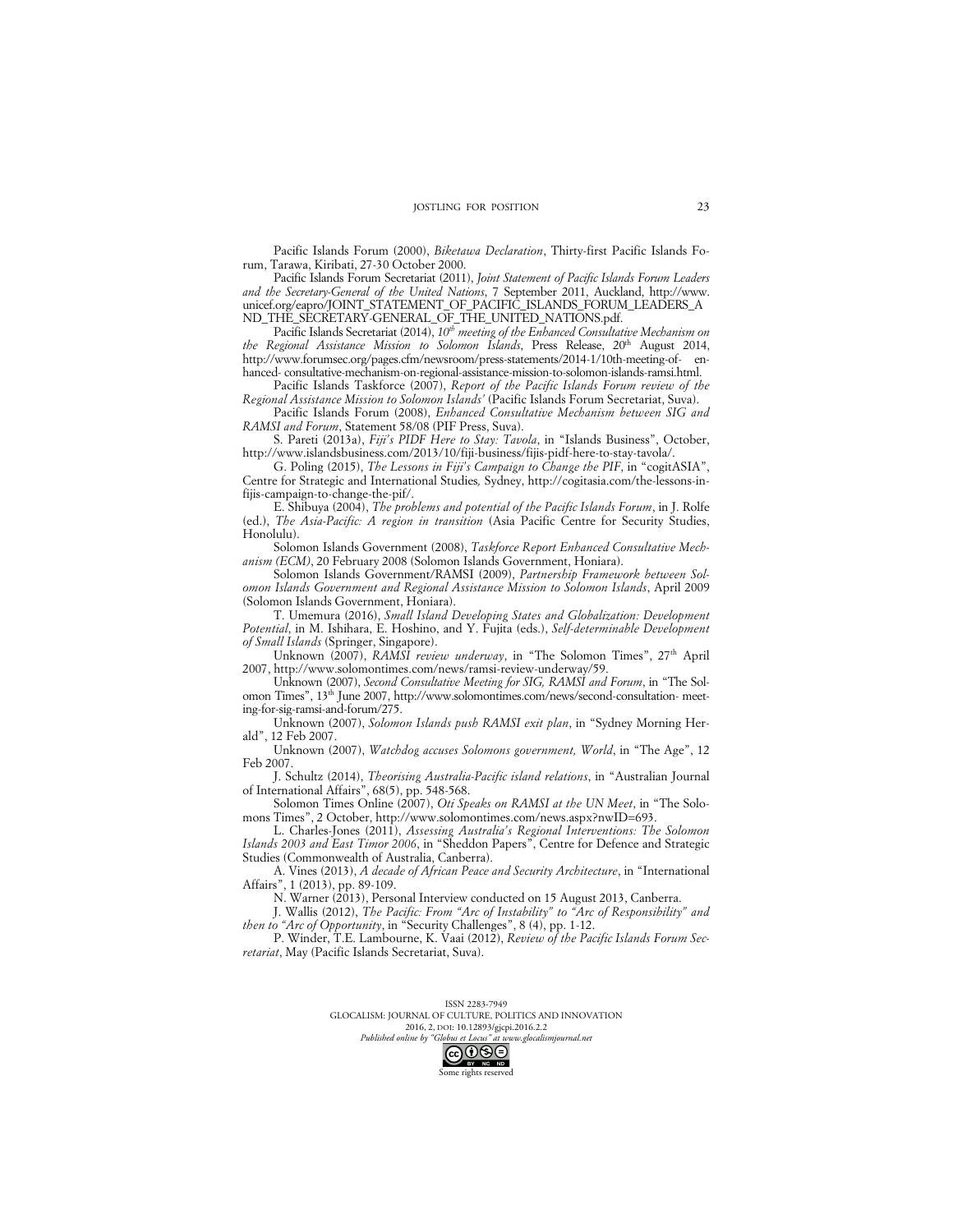Pacific Islands Forum (2000), *Biketawa Declaration*, Thirty-first Pacific Islands Forum, Tarawa, Kiribati, 27-30 October 2000.

Pacific Islands Forum Secretariat (2011), *Joint Statement of Pacific Islands Forum Leaders and the Secretary-General of the United Nations*, 7 September 2011, Auckland, http://www.unicef.org/eapro/JOINT_STATEMENT_OF_PACIFIC_ISLANDS_FORUM_LEADERS_AND_THE_SECRETARY-GENERAL_OF_THE_UNITED_NATIONS.pdf.

Pacific Islands Secretariat (2014), *10th meeting of the Enhanced Consultative Mechanism on the Regional Assistance Mission to Solomon Islands*, Press Release, 20th August 2014, http://www.forumsec.org/pages.cfm/newsroom/press-statements/2014-1/10th-meeting-of- enhanced- consultative-mechanism-on-regional-assistance-mission-to-solomon-islands-ramsi.html.

Pacific Islands Taskforce (2007), *Report of the Pacific Islands Forum review of the Regional Assistance Mission to Solomon Islands'* (Pacific Islands Forum Secretariat, Suva).

Pacific Islands Forum (2008), *Enhanced Consultative Mechanism between SIG and RAMSI and Forum*, Statement 58/08 (PIF Press, Suva).

S. Pareti (2013a), *Fiji's PIDF Here to Stay: Tavola*, in "Islands Business", October, http://www.islandsbusiness.com/2013/10/fiji-business/fijis-pidf-here-to-stay-tavola/.

G. Poling (2015), *The Lessons in Fiji's Campaign to Change the PIF*, in "cogitASIA", Centre for Strategic and International Studies*,* Sydney, http://cogitasia.com/the-lessons-in-fijis-campaign-to-change-the-pif/.

E. Shibuya (2004), *The problems and potential of the Pacific Islands Forum*, in J. Rolfe (ed.), *The Asia-Pacific: A region in transition* (Asia Pacific Centre for Security Studies, Honolulu).

Solomon Islands Government (2008), *Taskforce Report Enhanced Consultative Mechanism (ECM)*, 20 February 2008 (Solomon Islands Government, Honiara).

Solomon Islands Government/RAMSI (2009), *Partnership Framework between Solomon Islands Government and Regional Assistance Mission to Solomon Islands*, April 2009 (Solomon Islands Government, Honiara).

T. Umemura (2016), *Small Island Developing States and Globalization: Development Potential*, in M. Ishihara, E. Hoshino, and Y. Fujita (eds.), *Self-determinable Development of Small Islands* (Springer, Singapore).

Unknown (2007), *RAMSI review underway*, in "The Solomon Times", 27th April 2007, http://www.solomontimes.com/news/ramsi-review-underway/59.

Unknown (2007), *Second Consultative Meeting for SIG, RAMSI and Forum*, in "The Solomon Times", 13th June 2007, http://www.solomontimes.com/news/second-consultation- meeting-for-sig-ramsi-and-forum/275.

Unknown (2007), *Solomon Islands push RAMSI exit plan*, in "Sydney Morning Herald", 12 Feb 2007.

Unknown (2007), *Watchdog accuses Solomons government, World*, in "The Age", 12 Feb 2007.

J. Schultz (2014), *Theorising Australia-Pacific island relations*, in "Australian Journal of International Affairs", 68(5), pp. 548-568.

Solomon Times Online (2007), *Oti Speaks on RAMSI at the UN Meet*, in "The Solomons Times", 2 October, http://www.solomontimes.com/news.aspx?nwID=693.

L. Charles-Jones (2011), *Assessing Australia's Regional Interventions: The Solomon Islands 2003 and East Timor 2006*, in "Sheddon Papers", Centre for Defence and Strategic Studies (Commonwealth of Australia, Canberra).

A. Vines (2013), *A decade of African Peace and Security Architecture*, in "International Affairs", 1 (2013), pp. 89-109.

N. Warner (2013), Personal Interview conducted on 15 August 2013, Canberra.

J. Wallis (2012), *The Pacific: From "Arc of Instability" to "Arc of Responsibility" and then to "Arc of Opportunity*, in "Security Challenges", 8 (4), pp. 1-12.

P. Winder, T.E. Lambourne, K. Vaai (2012), *Review of the Pacific Islands Forum Secretariat*, May (Pacific Islands Secretariat, Suva).